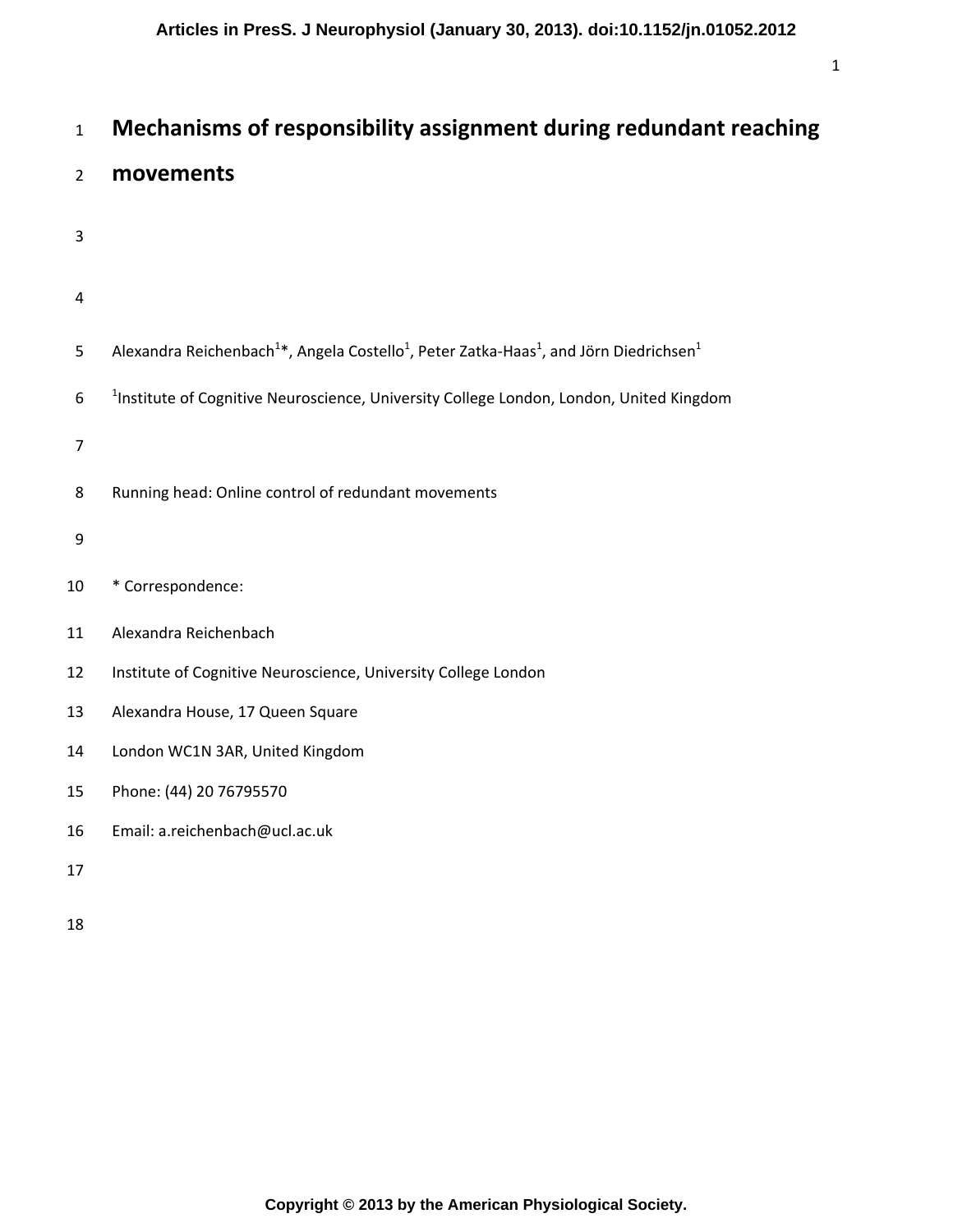# Mechanisms of responsibility assignment during redundant reaching movements

Alexandra Reichenbach[1]*, Angela Costello[1], Peter Zatka-Haas[1], and Jörn Diedrichsen[1]

[1]Institute of Cognitive Neuroscience, University College London, London, United Kingdom

Running head: Online control of redundant movements

\* Correspondence:

Alexandra Reichenbach

Institute of Cognitive Neuroscience, University College London

Alexandra House, 17 Queen Square

London WC1N 3AR, United Kingdom

Phone: (44) 20 76795570

Email: a.reichenbach@ucl.ac.uk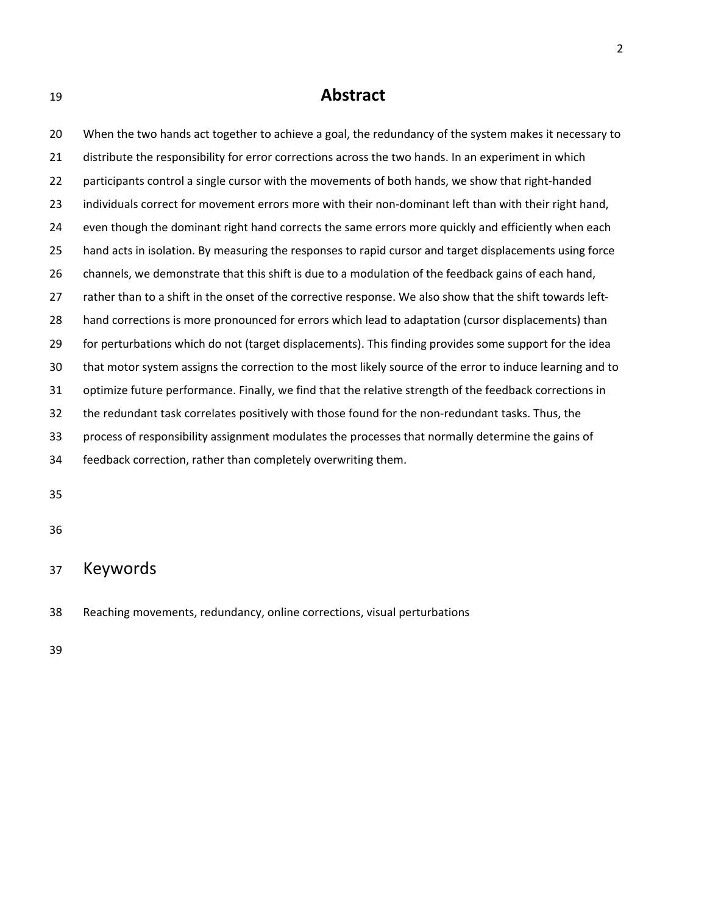# Abstract

When the two hands act together to achieve a goal, the redundancy of the system makes it necessary to distribute the responsibility for error corrections across the two hands. In an experiment in which participants control a single cursor with the movements of both hands, we show that right-handed individuals correct for movement errors more with their non-dominant left than with their right hand, even though the dominant right hand corrects the same errors more quickly and efficiently when each hand acts in isolation. By measuring the responses to rapid cursor and target displacements using force channels, we demonstrate that this shift is due to a modulation of the feedback gains of each hand, rather than to a shift in the onset of the corrective response. We also show that the shift towards left-hand corrections is more pronounced for errors which lead to adaptation (cursor displacements) than for perturbations which do not (target displacements). This finding provides some support for the idea that motor system assigns the correction to the most likely source of the error to induce learning and to optimize future performance. Finally, we find that the relative strength of the feedback corrections in the redundant task correlates positively with those found for the non-redundant tasks. Thus, the process of responsibility assignment modulates the processes that normally determine the gains of feedback correction, rather than completely overwriting them.

## Keywords

Reaching movements, redundancy, online corrections, visual perturbations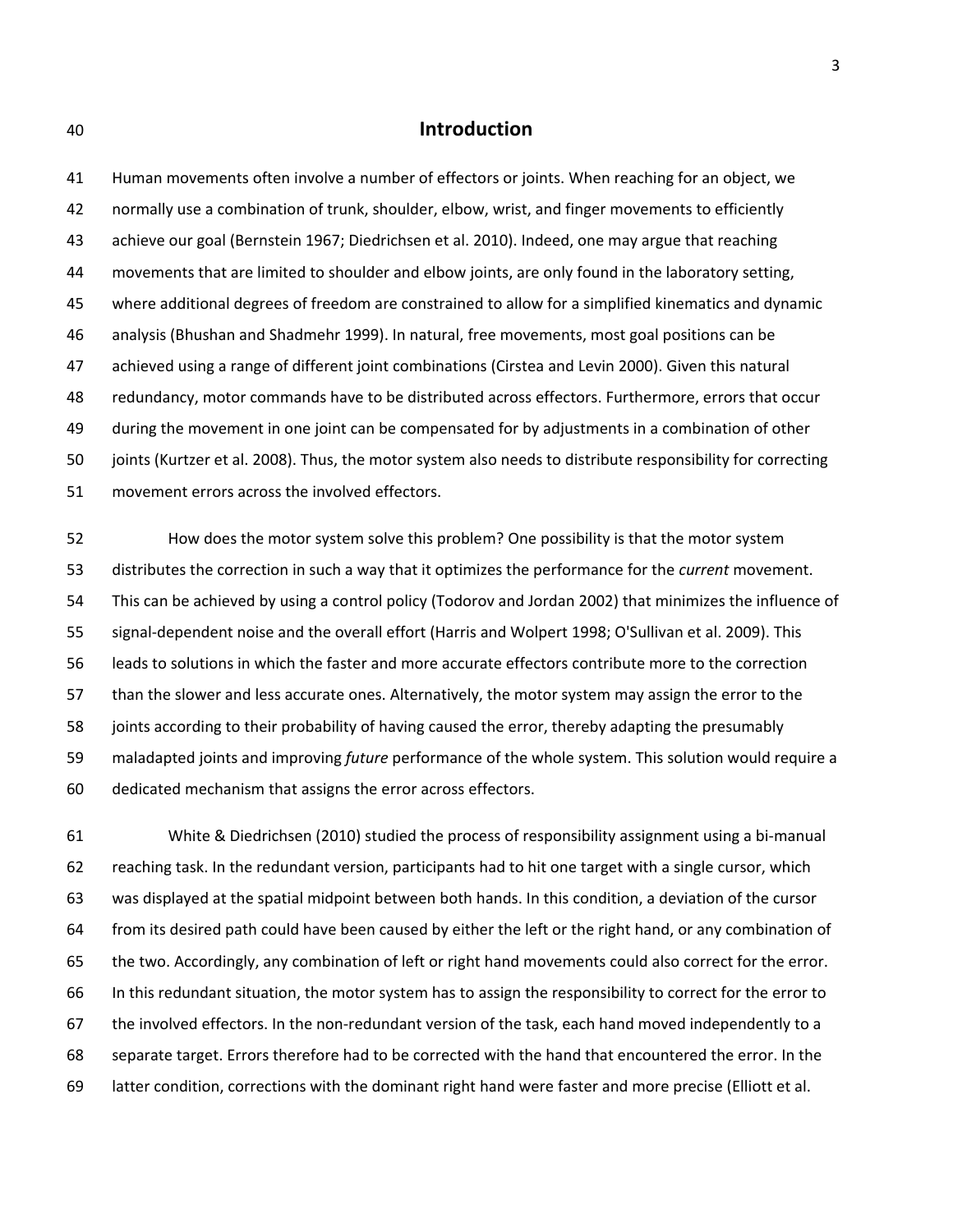# Introduction

Human movements often involve a number of effectors or joints. When reaching for an object, we normally use a combination of trunk, shoulder, elbow, wrist, and finger movements to efficiently achieve our goal (Bernstein 1967; Diedrichsen et al. 2010). Indeed, one may argue that reaching movements that are limited to shoulder and elbow joints, are only found in the laboratory setting, where additional degrees of freedom are constrained to allow for a simplified kinematics and dynamic analysis (Bhushan and Shadmehr 1999). In natural, free movements, most goal positions can be achieved using a range of different joint combinations (Cirstea and Levin 2000). Given this natural redundancy, motor commands have to be distributed across effectors. Furthermore, errors that occur during the movement in one joint can be compensated for by adjustments in a combination of other joints (Kurtzer et al. 2008). Thus, the motor system also needs to distribute responsibility for correcting movement errors across the involved effectors.

How does the motor system solve this problem? One possibility is that the motor system distributes the correction in such a way that it optimizes the performance for the *current* movement. This can be achieved by using a control policy (Todorov and Jordan 2002) that minimizes the influence of signal-dependent noise and the overall effort (Harris and Wolpert 1998; O'Sullivan et al. 2009). This leads to solutions in which the faster and more accurate effectors contribute more to the correction than the slower and less accurate ones. Alternatively, the motor system may assign the error to the joints according to their probability of having caused the error, thereby adapting the presumably maladapted joints and improving *future* performance of the whole system. This solution would require a dedicated mechanism that assigns the error across effectors.

White & Diedrichsen (2010) studied the process of responsibility assignment using a bi-manual reaching task. In the redundant version, participants had to hit one target with a single cursor, which was displayed at the spatial midpoint between both hands. In this condition, a deviation of the cursor from its desired path could have been caused by either the left or the right hand, or any combination of the two. Accordingly, any combination of left or right hand movements could also correct for the error. In this redundant situation, the motor system has to assign the responsibility to correct for the error to the involved effectors. In the non-redundant version of the task, each hand moved independently to a separate target. Errors therefore had to be corrected with the hand that encountered the error. In the latter condition, corrections with the dominant right hand were faster and more precise (Elliott et al.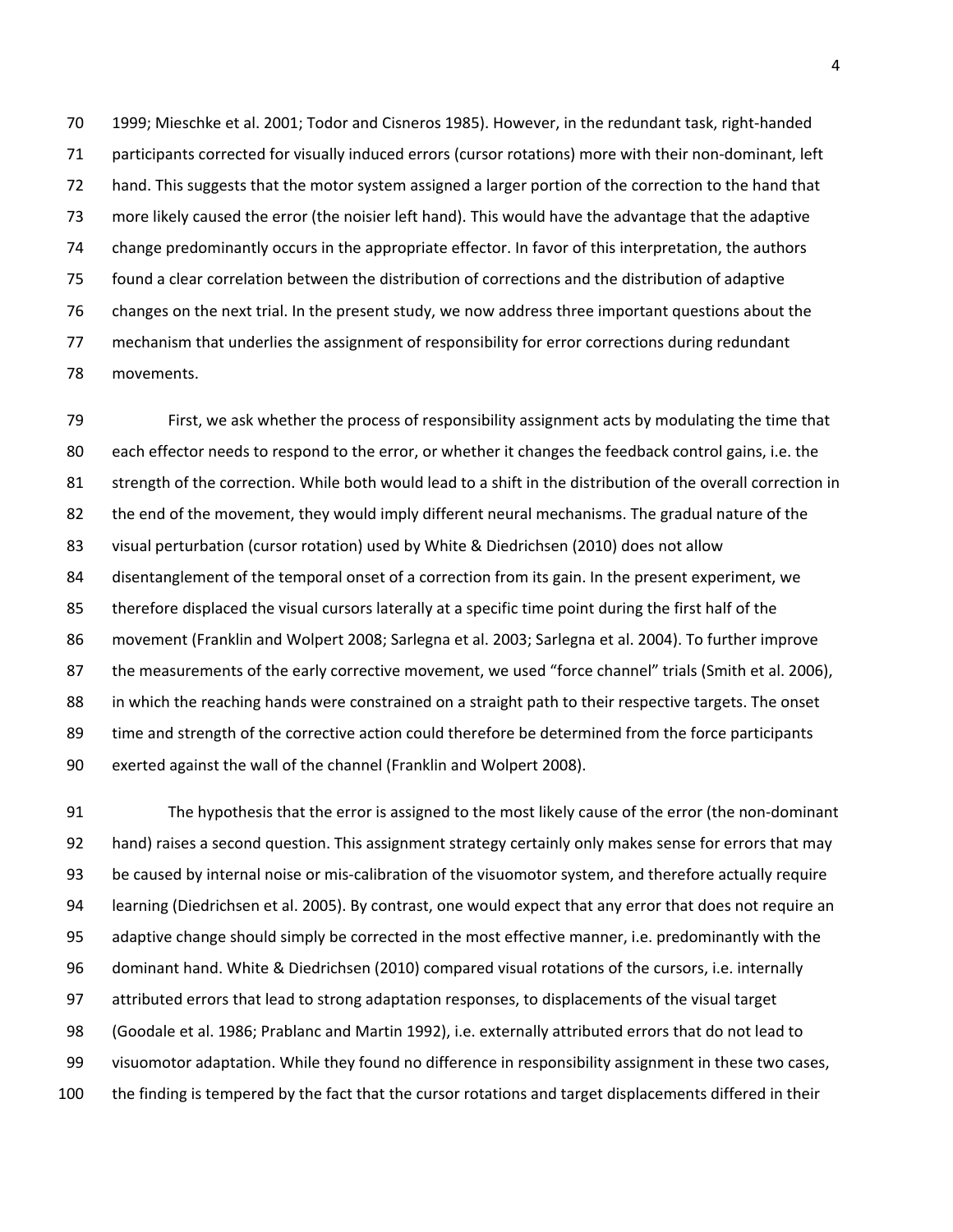1999; Mieschke et al. 2001; Todor and Cisneros 1985). However, in the redundant task, right-handed participants corrected for visually induced errors (cursor rotations) more with their non-dominant, left hand. This suggests that the motor system assigned a larger portion of the correction to the hand that more likely caused the error (the noisier left hand). This would have the advantage that the adaptive change predominantly occurs in the appropriate effector. In favor of this interpretation, the authors found a clear correlation between the distribution of corrections and the distribution of adaptive changes on the next trial. In the present study, we now address three important questions about the mechanism that underlies the assignment of responsibility for error corrections during redundant movements.

First, we ask whether the process of responsibility assignment acts by modulating the time that each effector needs to respond to the error, or whether it changes the feedback control gains, i.e. the strength of the correction. While both would lead to a shift in the distribution of the overall correction in the end of the movement, they would imply different neural mechanisms. The gradual nature of the visual perturbation (cursor rotation) used by White & Diedrichsen (2010) does not allow disentanglement of the temporal onset of a correction from its gain. In the present experiment, we therefore displaced the visual cursors laterally at a specific time point during the first half of the movement (Franklin and Wolpert 2008; Sarlegna et al. 2003; Sarlegna et al. 2004). To further improve the measurements of the early corrective movement, we used "force channel" trials (Smith et al. 2006), in which the reaching hands were constrained on a straight path to their respective targets. The onset time and strength of the corrective action could therefore be determined from the force participants exerted against the wall of the channel (Franklin and Wolpert 2008).

The hypothesis that the error is assigned to the most likely cause of the error (the non-dominant hand) raises a second question. This assignment strategy certainly only makes sense for errors that may be caused by internal noise or mis-calibration of the visuomotor system, and therefore actually require learning (Diedrichsen et al. 2005). By contrast, one would expect that any error that does not require an adaptive change should simply be corrected in the most effective manner, i.e. predominantly with the dominant hand. White & Diedrichsen (2010) compared visual rotations of the cursors, i.e. internally attributed errors that lead to strong adaptation responses, to displacements of the visual target (Goodale et al. 1986; Prablanc and Martin 1992), i.e. externally attributed errors that do not lead to visuomotor adaptation. While they found no difference in responsibility assignment in these two cases, the finding is tempered by the fact that the cursor rotations and target displacements differed in their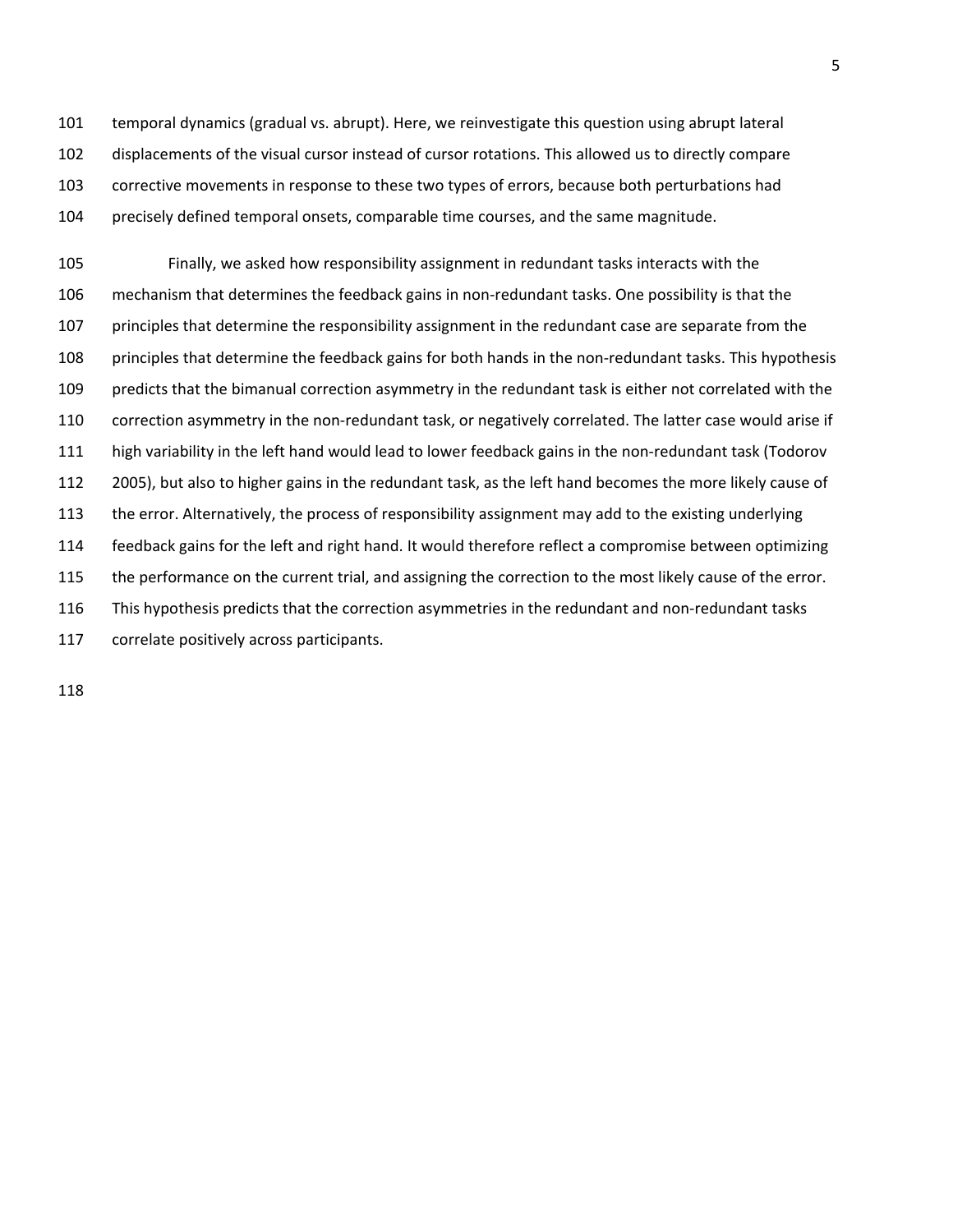temporal dynamics (gradual vs. abrupt). Here, we reinvestigate this question using abrupt lateral displacements of the visual cursor instead of cursor rotations. This allowed us to directly compare corrective movements in response to these two types of errors, because both perturbations had precisely defined temporal onsets, comparable time courses, and the same magnitude.

Finally, we asked how responsibility assignment in redundant tasks interacts with the mechanism that determines the feedback gains in non-redundant tasks. One possibility is that the principles that determine the responsibility assignment in the redundant case are separate from the principles that determine the feedback gains for both hands in the non-redundant tasks. This hypothesis predicts that the bimanual correction asymmetry in the redundant task is either not correlated with the correction asymmetry in the non-redundant task, or negatively correlated. The latter case would arise if high variability in the left hand would lead to lower feedback gains in the non-redundant task (Todorov 2005), but also to higher gains in the redundant task, as the left hand becomes the more likely cause of the error. Alternatively, the process of responsibility assignment may add to the existing underlying feedback gains for the left and right hand. It would therefore reflect a compromise between optimizing the performance on the current trial, and assigning the correction to the most likely cause of the error. This hypothesis predicts that the correction asymmetries in the redundant and non-redundant tasks correlate positively across participants.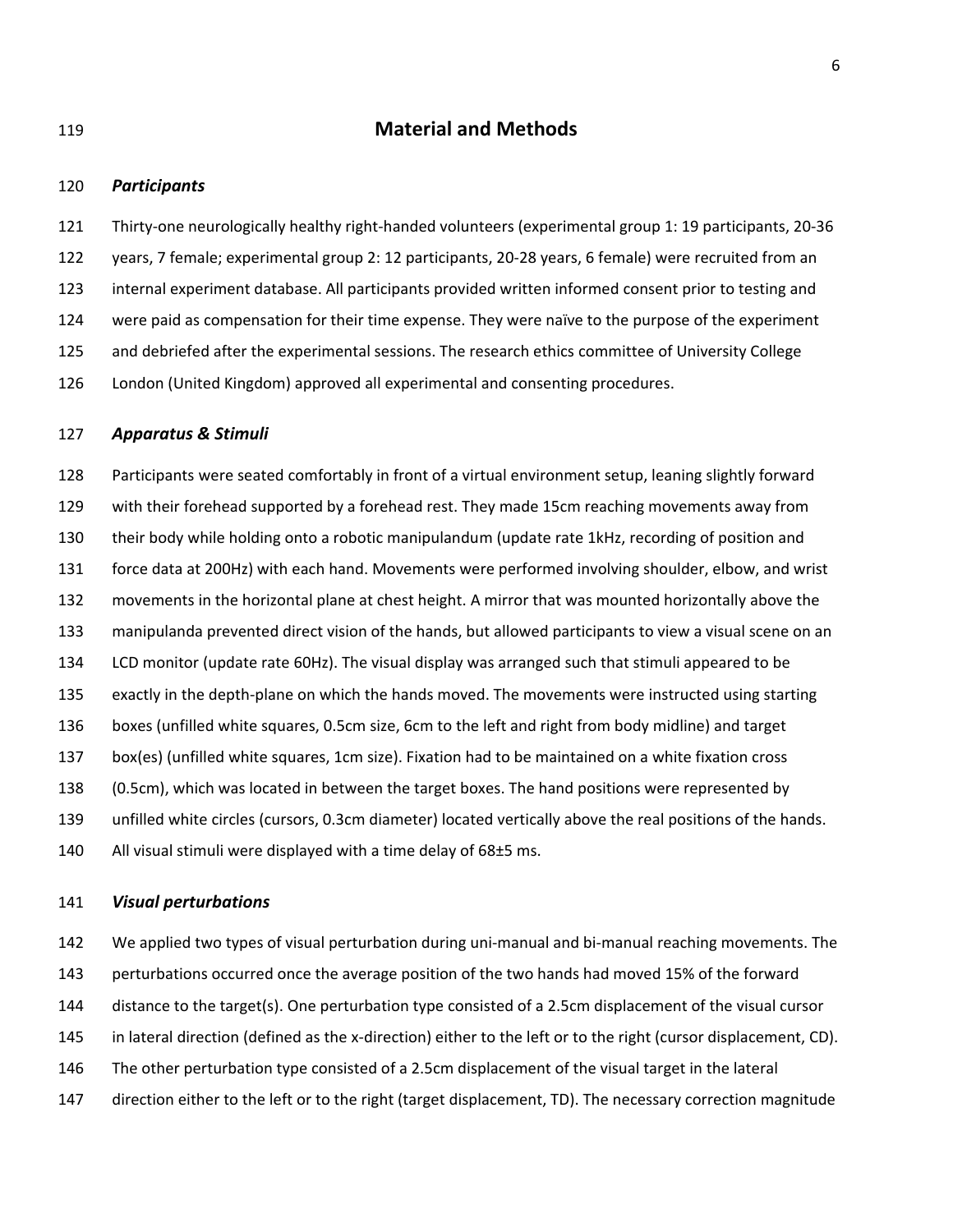## Material and Methods

### *Participants*

Thirty-one neurologically healthy right-handed volunteers (experimental group 1: 19 participants, 20-36 years, 7 female; experimental group 2: 12 participants, 20-28 years, 6 female) were recruited from an internal experiment database. All participants provided written informed consent prior to testing and were paid as compensation for their time expense. They were naïve to the purpose of the experiment and debriefed after the experimental sessions. The research ethics committee of University College London (United Kingdom) approved all experimental and consenting procedures.

### *Apparatus & Stimuli*

Participants were seated comfortably in front of a virtual environment setup, leaning slightly forward with their forehead supported by a forehead rest. They made 15cm reaching movements away from their body while holding onto a robotic manipulandum (update rate 1kHz, recording of position and force data at 200Hz) with each hand. Movements were performed involving shoulder, elbow, and wrist movements in the horizontal plane at chest height. A mirror that was mounted horizontally above the manipulanda prevented direct vision of the hands, but allowed participants to view a visual scene on an LCD monitor (update rate 60Hz). The visual display was arranged such that stimuli appeared to be exactly in the depth-plane on which the hands moved. The movements were instructed using starting boxes (unfilled white squares, 0.5cm size, 6cm to the left and right from body midline) and target box(es) (unfilled white squares, 1cm size). Fixation had to be maintained on a white fixation cross (0.5cm), which was located in between the target boxes. The hand positions were represented by unfilled white circles (cursors, 0.3cm diameter) located vertically above the real positions of the hands. All visual stimuli were displayed with a time delay of 68±5 ms.

### *Visual perturbations*

We applied two types of visual perturbation during uni-manual and bi-manual reaching movements. The perturbations occurred once the average position of the two hands had moved 15% of the forward distance to the target(s). One perturbation type consisted of a 2.5cm displacement of the visual cursor in lateral direction (defined as the x-direction) either to the left or to the right (cursor displacement, CD). The other perturbation type consisted of a 2.5cm displacement of the visual target in the lateral direction either to the left or to the right (target displacement, TD). The necessary correction magnitude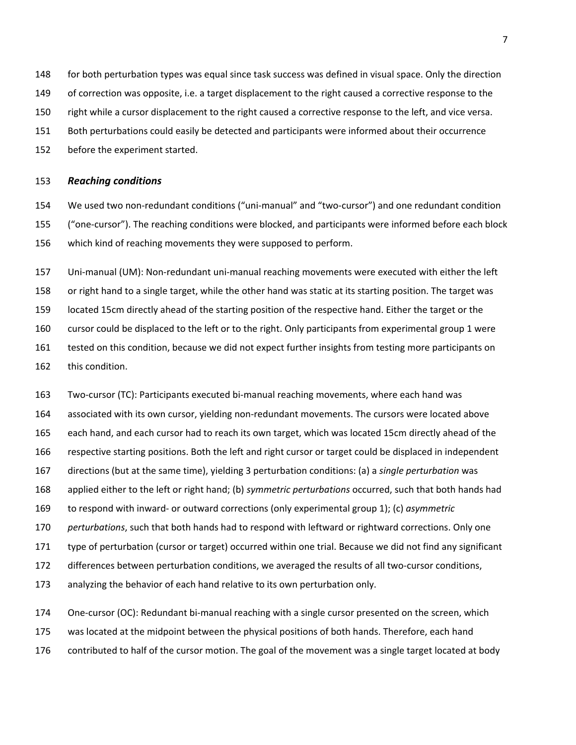for both perturbation types was equal since task success was defined in visual space. Only the direction of correction was opposite, i.e. a target displacement to the right caused a corrective response to the right while a cursor displacement to the right caused a corrective response to the left, and vice versa. Both perturbations could easily be detected and participants were informed about their occurrence before the experiment started.

### *Reaching conditions*

We used two non-redundant conditions ("uni-manual" and "two-cursor") and one redundant condition ("one-cursor"). The reaching conditions were blocked, and participants were informed before each block which kind of reaching movements they were supposed to perform.

Uni-manual (UM): Non-redundant uni-manual reaching movements were executed with either the left or right hand to a single target, while the other hand was static at its starting position. The target was located 15cm directly ahead of the starting position of the respective hand. Either the target or the cursor could be displaced to the left or to the right. Only participants from experimental group 1 were tested on this condition, because we did not expect further insights from testing more participants on this condition.

Two-cursor (TC): Participants executed bi-manual reaching movements, where each hand was associated with its own cursor, yielding non-redundant movements. The cursors were located above each hand, and each cursor had to reach its own target, which was located 15cm directly ahead of the respective starting positions. Both the left and right cursor or target could be displaced in independent directions (but at the same time), yielding 3 perturbation conditions: (a) a *single perturbation* was applied either to the left or right hand; (b) *symmetric perturbations* occurred, such that both hands had to respond with inward- or outward corrections (only experimental group 1); (c) *asymmetric perturbations*, such that both hands had to respond with leftward or rightward corrections. Only one type of perturbation (cursor or target) occurred within one trial. Because we did not find any significant differences between perturbation conditions, we averaged the results of all two-cursor conditions, analyzing the behavior of each hand relative to its own perturbation only.

One-cursor (OC): Redundant bi-manual reaching with a single cursor presented on the screen, which was located at the midpoint between the physical positions of both hands. Therefore, each hand contributed to half of the cursor motion. The goal of the movement was a single target located at body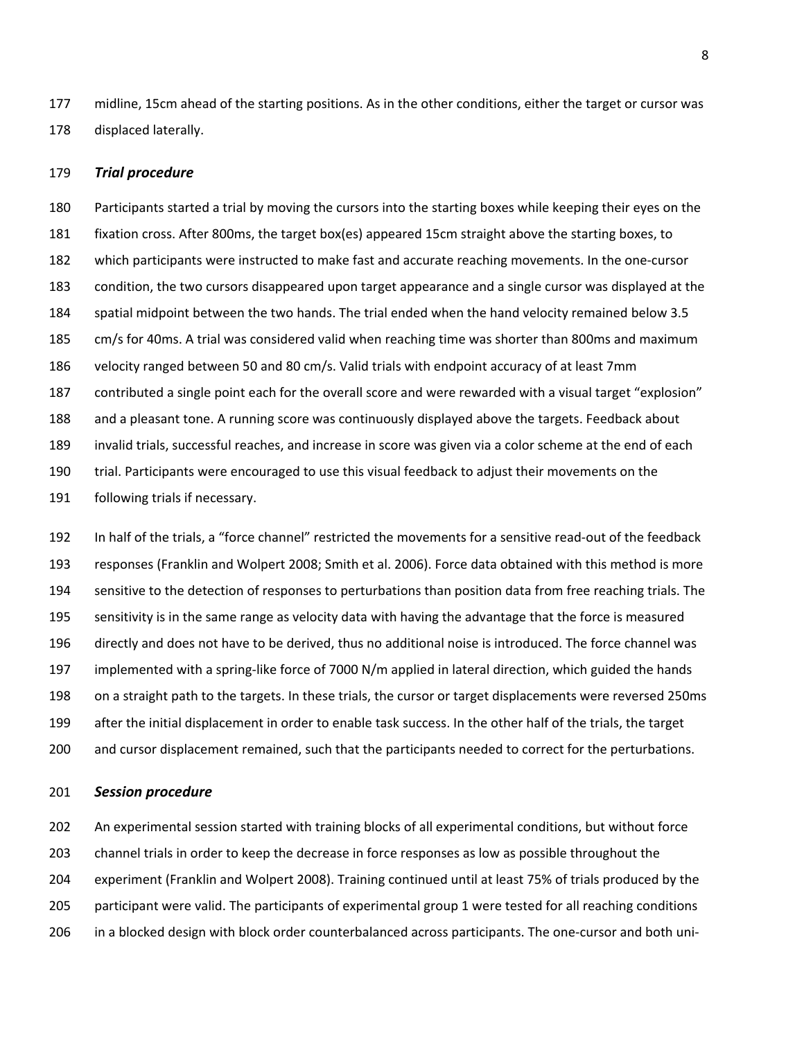midline, 15cm ahead of the starting positions. As in the other conditions, either the target or cursor was displaced laterally.

### *Trial procedure*

Participants started a trial by moving the cursors into the starting boxes while keeping their eyes on the fixation cross. After 800ms, the target box(es) appeared 15cm straight above the starting boxes, to which participants were instructed to make fast and accurate reaching movements. In the one-cursor condition, the two cursors disappeared upon target appearance and a single cursor was displayed at the spatial midpoint between the two hands. The trial ended when the hand velocity remained below 3.5 cm/s for 40ms. A trial was considered valid when reaching time was shorter than 800ms and maximum velocity ranged between 50 and 80 cm/s. Valid trials with endpoint accuracy of at least 7mm contributed a single point each for the overall score and were rewarded with a visual target "explosion" and a pleasant tone. A running score was continuously displayed above the targets. Feedback about invalid trials, successful reaches, and increase in score was given via a color scheme at the end of each trial. Participants were encouraged to use this visual feedback to adjust their movements on the following trials if necessary.

In half of the trials, a "force channel" restricted the movements for a sensitive read-out of the feedback responses (Franklin and Wolpert 2008; Smith et al. 2006). Force data obtained with this method is more sensitive to the detection of responses to perturbations than position data from free reaching trials. The sensitivity is in the same range as velocity data with having the advantage that the force is measured directly and does not have to be derived, thus no additional noise is introduced. The force channel was implemented with a spring-like force of 7000 N/m applied in lateral direction, which guided the hands on a straight path to the targets. In these trials, the cursor or target displacements were reversed 250ms after the initial displacement in order to enable task success. In the other half of the trials, the target and cursor displacement remained, such that the participants needed to correct for the perturbations.

### *Session procedure*

An experimental session started with training blocks of all experimental conditions, but without force channel trials in order to keep the decrease in force responses as low as possible throughout the experiment (Franklin and Wolpert 2008). Training continued until at least 75% of trials produced by the participant were valid. The participants of experimental group 1 were tested for all reaching conditions in a blocked design with block order counterbalanced across participants. The one-cursor and both uni-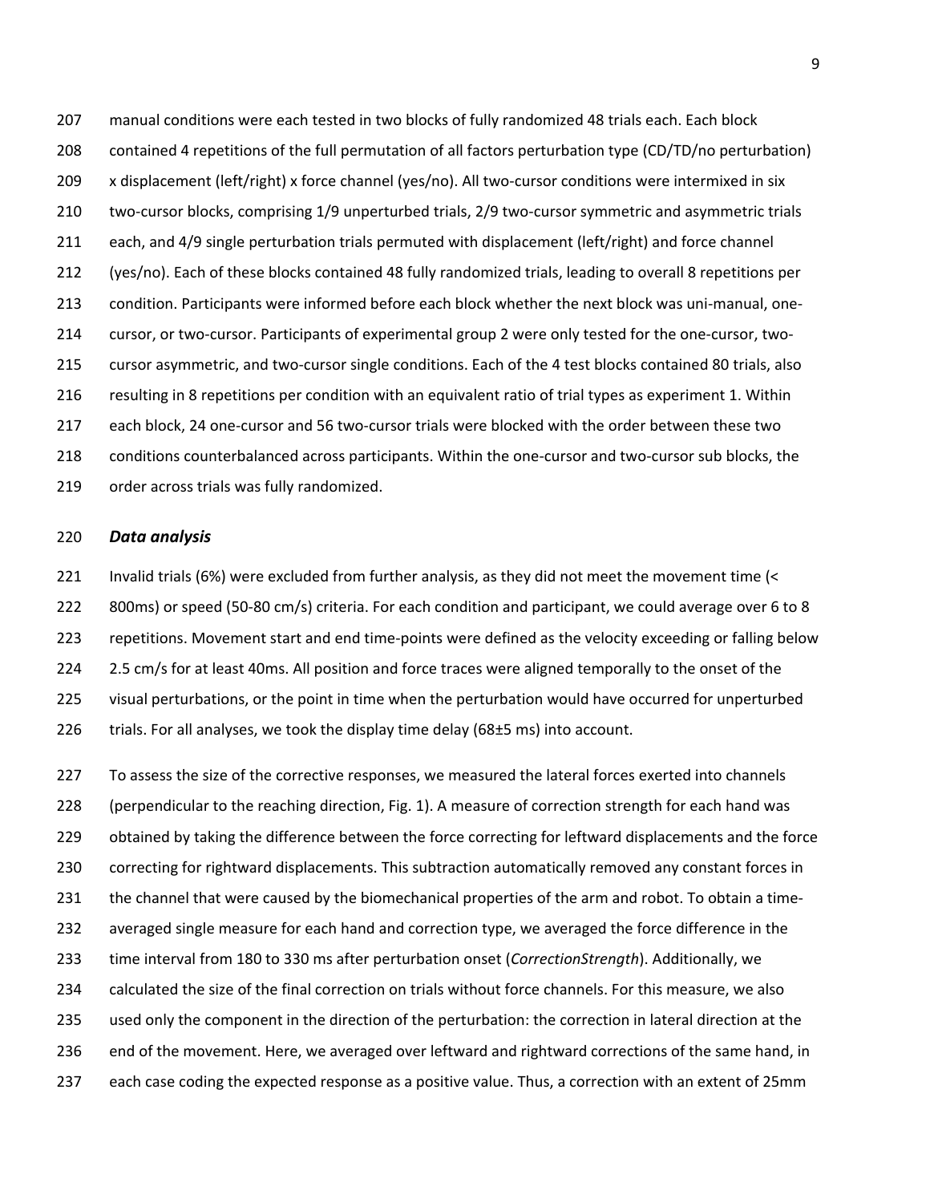manual conditions were each tested in two blocks of fully randomized 48 trials each. Each block contained 4 repetitions of the full permutation of all factors perturbation type (CD/TD/no perturbation) x displacement (left/right) x force channel (yes/no). All two-cursor conditions were intermixed in six two-cursor blocks, comprising 1/9 unperturbed trials, 2/9 two-cursor symmetric and asymmetric trials each, and 4/9 single perturbation trials permuted with displacement (left/right) and force channel (yes/no). Each of these blocks contained 48 fully randomized trials, leading to overall 8 repetitions per condition. Participants were informed before each block whether the next block was uni-manual, one-cursor, or two-cursor. Participants of experimental group 2 were only tested for the one-cursor, two-cursor asymmetric, and two-cursor single conditions. Each of the 4 test blocks contained 80 trials, also resulting in 8 repetitions per condition with an equivalent ratio of trial types as experiment 1. Within each block, 24 one-cursor and 56 two-cursor trials were blocked with the order between these two conditions counterbalanced across participants. Within the one-cursor and two-cursor sub blocks, the order across trials was fully randomized.

### *Data analysis*

Invalid trials (6%) were excluded from further analysis, as they did not meet the movement time (< 800ms) or speed (50-80 cm/s) criteria. For each condition and participant, we could average over 6 to 8 repetitions. Movement start and end time-points were defined as the velocity exceeding or falling below 2.5 cm/s for at least 40ms. All position and force traces were aligned temporally to the onset of the visual perturbations, or the point in time when the perturbation would have occurred for unperturbed trials. For all analyses, we took the display time delay (68±5 ms) into account.

To assess the size of the corrective responses, we measured the lateral forces exerted into channels (perpendicular to the reaching direction, Fig. 1). A measure of correction strength for each hand was obtained by taking the difference between the force correcting for leftward displacements and the force correcting for rightward displacements. This subtraction automatically removed any constant forces in the channel that were caused by the biomechanical properties of the arm and robot. To obtain a time-averaged single measure for each hand and correction type, we averaged the force difference in the time interval from 180 to 330 ms after perturbation onset (*CorrectionStrength*). Additionally, we calculated the size of the final correction on trials without force channels. For this measure, we also used only the component in the direction of the perturbation: the correction in lateral direction at the end of the movement. Here, we averaged over leftward and rightward corrections of the same hand, in each case coding the expected response as a positive value. Thus, a correction with an extent of 25mm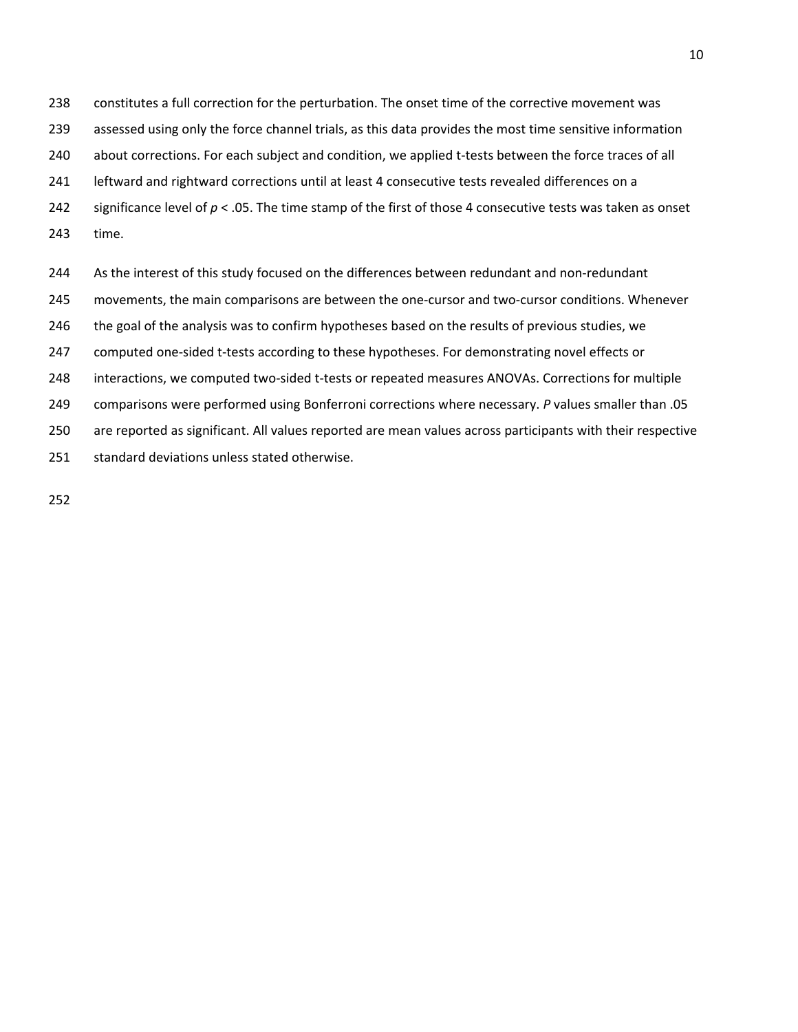constitutes a full correction for the perturbation. The onset time of the corrective movement was assessed using only the force channel trials, as this data provides the most time sensitive information about corrections. For each subject and condition, we applied t-tests between the force traces of all leftward and rightward corrections until at least 4 consecutive tests revealed differences on a significance level of $p < .05$. The time stamp of the first of those 4 consecutive tests was taken as onset time.

As the interest of this study focused on the differences between redundant and non-redundant movements, the main comparisons are between the one-cursor and two-cursor conditions. Whenever the goal of the analysis was to confirm hypotheses based on the results of previous studies, we computed one-sided t-tests according to these hypotheses. For demonstrating novel effects or interactions, we computed two-sided t-tests or repeated measures ANOVAs. Corrections for multiple comparisons were performed using Bonferroni corrections where necessary. *P* values smaller than .05 are reported as significant. All values reported are mean values across participants with their respective standard deviations unless stated otherwise.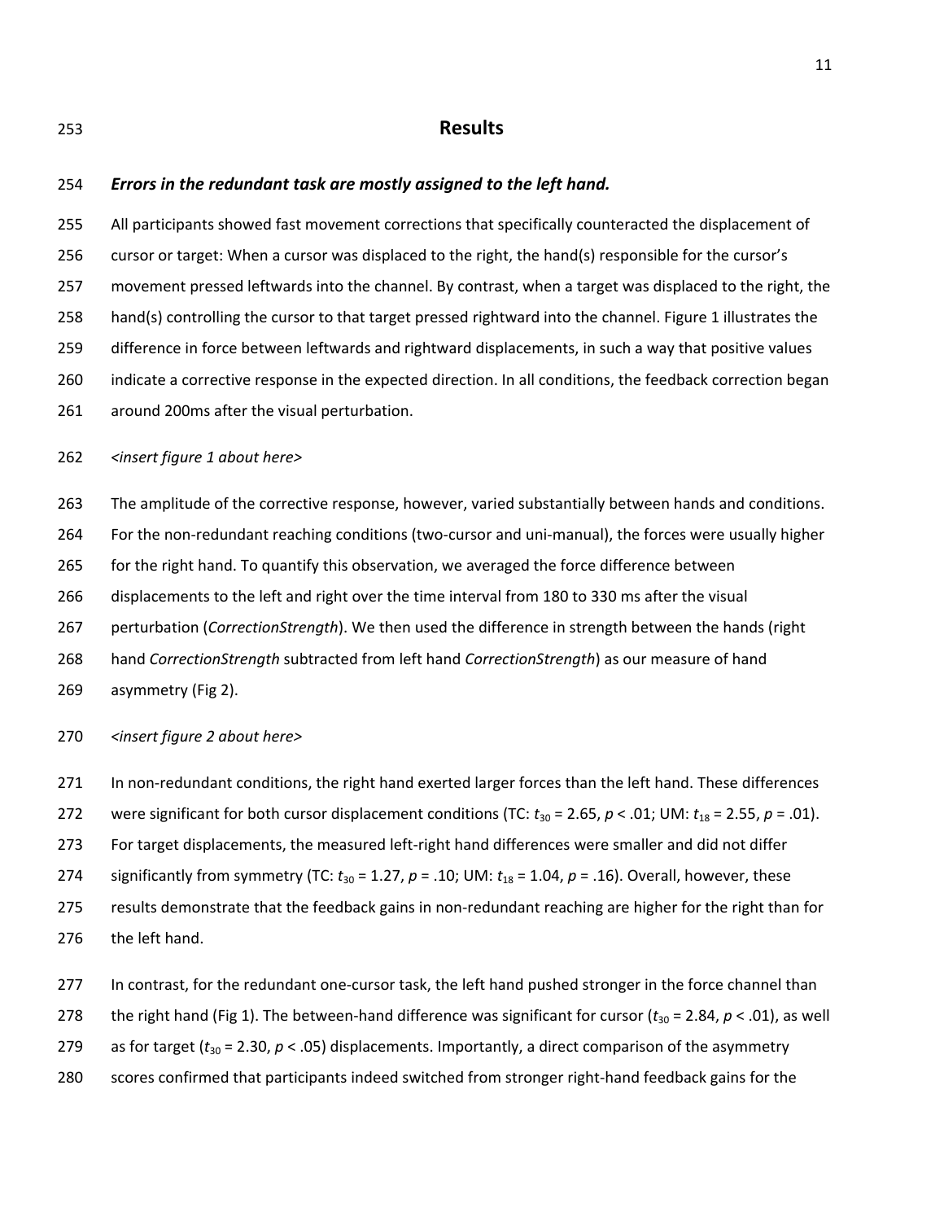# Results

### *Errors in the redundant task are mostly assigned to the left hand.*

All participants showed fast movement corrections that specifically counteracted the displacement of cursor or target: When a cursor was displaced to the right, the hand(s) responsible for the cursor's movement pressed leftwards into the channel. By contrast, when a target was displaced to the right, the hand(s) controlling the cursor to that target pressed rightward into the channel. Figure 1 illustrates the difference in force between leftwards and rightward displacements, in such a way that positive values indicate a corrective response in the expected direction. In all conditions, the feedback correction began around 200ms after the visual perturbation.

*<insert figure 1 about here>*

The amplitude of the corrective response, however, varied substantially between hands and conditions. For the non-redundant reaching conditions (two-cursor and uni-manual), the forces were usually higher for the right hand. To quantify this observation, we averaged the force difference between displacements to the left and right over the time interval from 180 to 330 ms after the visual perturbation (*CorrectionStrength*). We then used the difference in strength between the hands (right hand *CorrectionStrength* subtracted from left hand *CorrectionStrength*) as our measure of hand asymmetry (Fig 2).

*<insert figure 2 about here>*

In non-redundant conditions, the right hand exerted larger forces than the left hand. These differences were significant for both cursor displacement conditions (TC: $t_{30}$ = 2.65, $p$ < .01; UM: $t_{18}$ = 2.55, $p$ = .01). For target displacements, the measured left-right hand differences were smaller and did not differ significantly from symmetry (TC: $t_{30}$ = 1.27, $p$ = .10; UM: $t_{18}$ = 1.04, $p$ = .16). Overall, however, these results demonstrate that the feedback gains in non-redundant reaching are higher for the right than for the left hand.

In contrast, for the redundant one-cursor task, the left hand pushed stronger in the force channel than the right hand (Fig 1). The between-hand difference was significant for cursor ($t_{30}$ = 2.84, $p$ < .01), as well as for target ($t_{30}$ = 2.30, $p$ < .05) displacements. Importantly, a direct comparison of the asymmetry scores confirmed that participants indeed switched from stronger right-hand feedback gains for the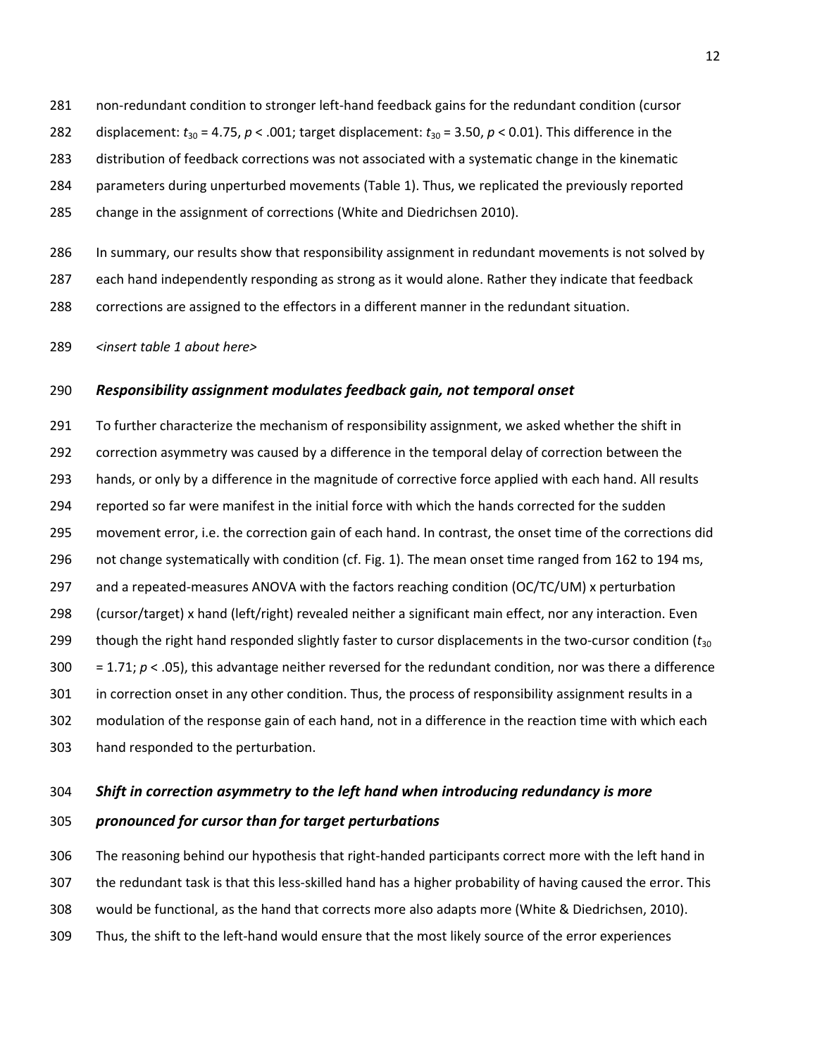non-redundant condition to stronger left-hand feedback gains for the redundant condition (cursor displacement: $t_{30} = 4.75$, $p < .001$; target displacement: $t_{30} = 3.50$, $p < 0.01$). This difference in the distribution of feedback corrections was not associated with a systematic change in the kinematic parameters during unperturbed movements (Table 1). Thus, we replicated the previously reported change in the assignment of corrections (White and Diedrichsen 2010).

In summary, our results show that responsibility assignment in redundant movements is not solved by each hand independently responding as strong as it would alone. Rather they indicate that feedback corrections are assigned to the effectors in a different manner in the redundant situation.

*<insert table 1 about here>*

### *Responsibility assignment modulates feedback gain, not temporal onset*

To further characterize the mechanism of responsibility assignment, we asked whether the shift in correction asymmetry was caused by a difference in the temporal delay of correction between the hands, or only by a difference in the magnitude of corrective force applied with each hand. All results reported so far were manifest in the initial force with which the hands corrected for the sudden movement error, i.e. the correction gain of each hand. In contrast, the onset time of the corrections did not change systematically with condition (cf. Fig. 1). The mean onset time ranged from 162 to 194 ms, and a repeated-measures ANOVA with the factors reaching condition (OC/TC/UM) x perturbation (cursor/target) x hand (left/right) revealed neither a significant main effect, nor any interaction. Even though the right hand responded slightly faster to cursor displacements in the two-cursor condition ($t_{30} = 1.71$; $p < .05$), this advantage neither reversed for the redundant condition, nor was there a difference in correction onset in any other condition. Thus, the process of responsibility assignment results in a modulation of the response gain of each hand, not in a difference in the reaction time with which each hand responded to the perturbation.

### *Shift in correction asymmetry to the left hand when introducing redundancy is more pronounced for cursor than for target perturbations*

The reasoning behind our hypothesis that right-handed participants correct more with the left hand in the redundant task is that this less-skilled hand has a higher probability of having caused the error. This would be functional, as the hand that corrects more also adapts more (White & Diedrichsen, 2010). Thus, the shift to the left-hand would ensure that the most likely source of the error experiences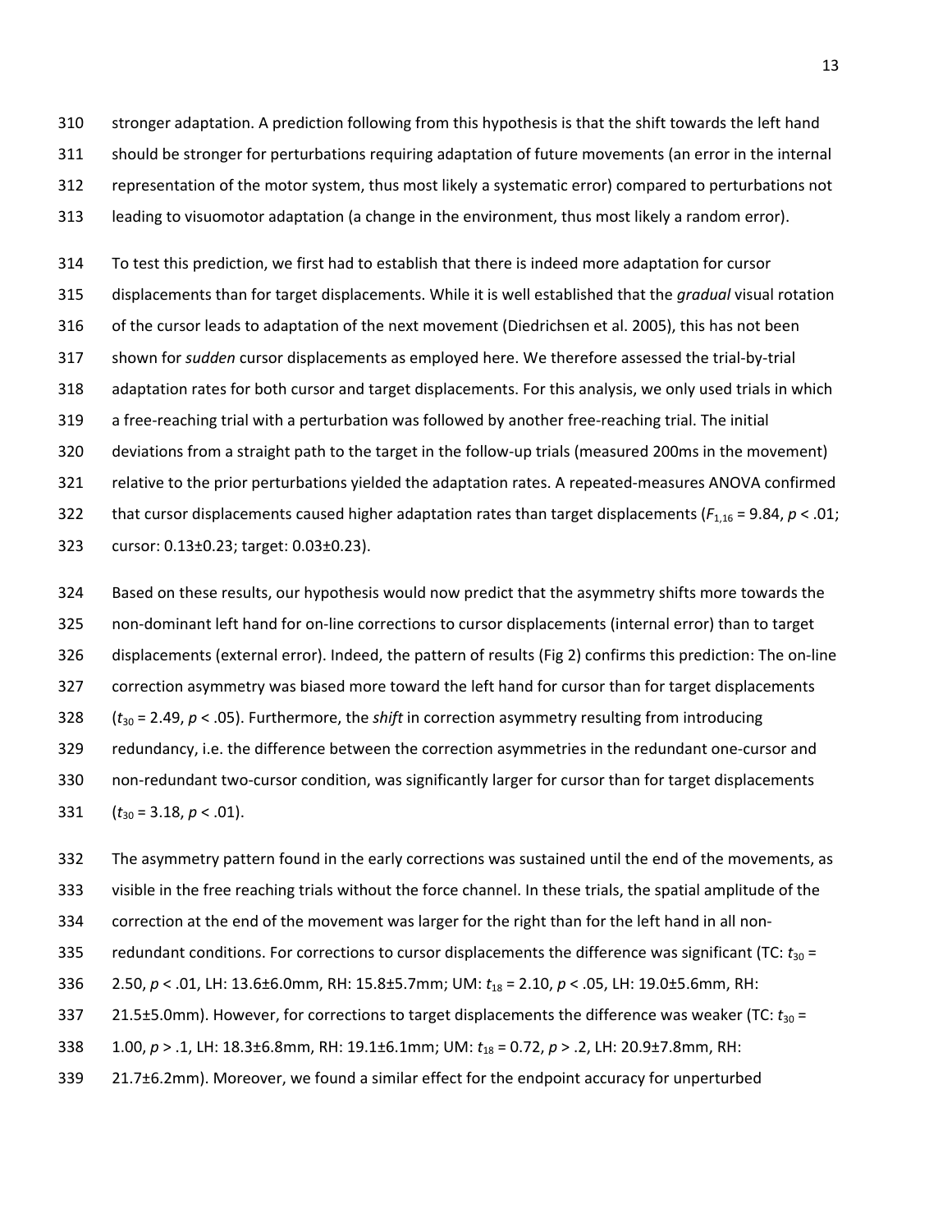stronger adaptation. A prediction following from this hypothesis is that the shift towards the left hand should be stronger for perturbations requiring adaptation of future movements (an error in the internal representation of the motor system, thus most likely a systematic error) compared to perturbations not leading to visuomotor adaptation (a change in the environment, thus most likely a random error).

To test this prediction, we first had to establish that there is indeed more adaptation for cursor displacements than for target displacements. While it is well established that the *gradual* visual rotation of the cursor leads to adaptation of the next movement (Diedrichsen et al. 2005), this has not been shown for *sudden* cursor displacements as employed here. We therefore assessed the trial-by-trial adaptation rates for both cursor and target displacements. For this analysis, we only used trials in which a free-reaching trial with a perturbation was followed by another free-reaching trial. The initial deviations from a straight path to the target in the follow-up trials (measured 200ms in the movement) relative to the prior perturbations yielded the adaptation rates. A repeated-measures ANOVA confirmed that cursor displacements caused higher adaptation rates than target displacements ($F_{1,16} = 9.84$, $p < .01$; cursor: 0.13±0.23; target: 0.03±0.23).

Based on these results, our hypothesis would now predict that the asymmetry shifts more towards the non-dominant left hand for on-line corrections to cursor displacements (internal error) than to target displacements (external error). Indeed, the pattern of results (Fig 2) confirms this prediction: The on-line correction asymmetry was biased more toward the left hand for cursor than for target displacements ($t_{30} = 2.49$, $p < .05$). Furthermore, the *shift* in correction asymmetry resulting from introducing redundancy, i.e. the difference between the correction asymmetries in the redundant one-cursor and non-redundant two-cursor condition, was significantly larger for cursor than for target displacements ($t_{30} = 3.18$, $p < .01$).

The asymmetry pattern found in the early corrections was sustained until the end of the movements, as visible in the free reaching trials without the force channel. In these trials, the spatial amplitude of the correction at the end of the movement was larger for the right than for the left hand in all non-redundant conditions. For corrections to cursor displacements the difference was significant (TC: $t_{30} = 2.50$, $p < .01$, LH: 13.6±6.0mm, RH: 15.8±5.7mm; UM: $t_{18} = 2.10$, $p < .05$, LH: 19.0±5.6mm, RH: 21.5±5.0mm). However, for corrections to target displacements the difference was weaker (TC: $t_{30} = 1.00$, $p > .1$, LH: 18.3±6.8mm, RH: 19.1±6.1mm; UM: $t_{18} = 0.72$, $p > .2$, LH: 20.9±7.8mm, RH: 21.7±6.2mm). Moreover, we found a similar effect for the endpoint accuracy for unperturbed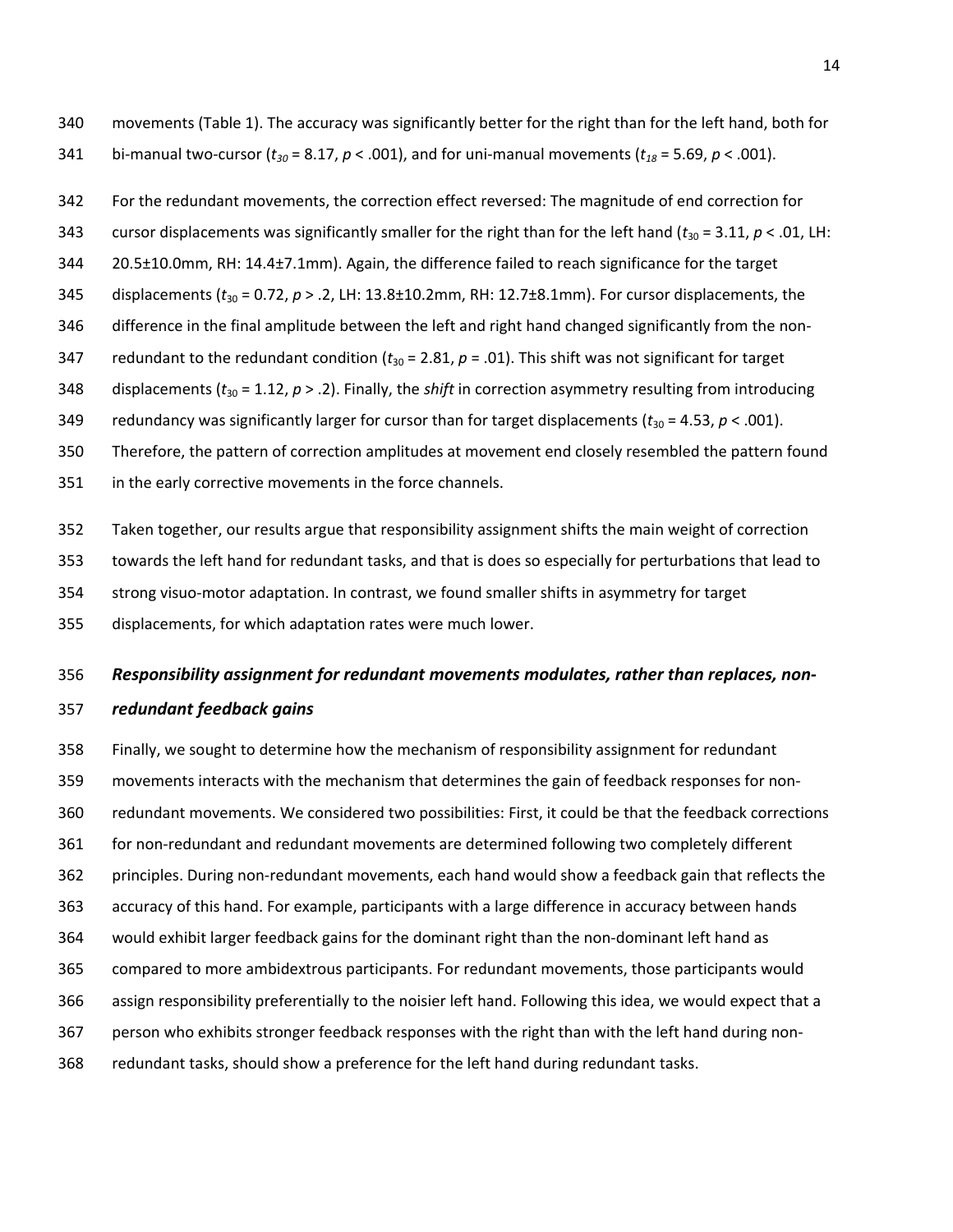movements (Table 1). The accuracy was significantly better for the right than for the left hand, both for bi-manual two-cursor ($t_{30}$ = 8.17, $p$ < .001), and for uni-manual movements ($t_{18}$ = 5.69, $p$ < .001).

For the redundant movements, the correction effect reversed: The magnitude of end correction for cursor displacements was significantly smaller for the right than for the left hand ($t_{30}$ = 3.11, $p$ < .01, LH: 20.5±10.0mm, RH: 14.4±7.1mm). Again, the difference failed to reach significance for the target displacements ($t_{30}$ = 0.72, $p$ > .2, LH: 13.8±10.2mm, RH: 12.7±8.1mm). For cursor displacements, the difference in the final amplitude between the left and right hand changed significantly from the non-redundant to the redundant condition ($t_{30}$ = 2.81, $p$ = .01). This shift was not significant for target displacements ($t_{30}$ = 1.12, $p$ > .2). Finally, the *shift* in correction asymmetry resulting from introducing redundancy was significantly larger for cursor than for target displacements ($t_{30}$ = 4.53, $p$ < .001). Therefore, the pattern of correction amplitudes at movement end closely resembled the pattern found in the early corrective movements in the force channels.

Taken together, our results argue that responsibility assignment shifts the main weight of correction towards the left hand for redundant tasks, and that is does so especially for perturbations that lead to strong visuo-motor adaptation. In contrast, we found smaller shifts in asymmetry for target displacements, for which adaptation rates were much lower.

### *Responsibility assignment for redundant movements modulates, rather than replaces, non-redundant feedback gains*

Finally, we sought to determine how the mechanism of responsibility assignment for redundant movements interacts with the mechanism that determines the gain of feedback responses for non-redundant movements. We considered two possibilities: First, it could be that the feedback corrections for non-redundant and redundant movements are determined following two completely different principles. During non-redundant movements, each hand would show a feedback gain that reflects the accuracy of this hand. For example, participants with a large difference in accuracy between hands would exhibit larger feedback gains for the dominant right than the non-dominant left hand as compared to more ambidextrous participants. For redundant movements, those participants would assign responsibility preferentially to the noisier left hand. Following this idea, we would expect that a person who exhibits stronger feedback responses with the right than with the left hand during non-redundant tasks, should show a preference for the left hand during redundant tasks.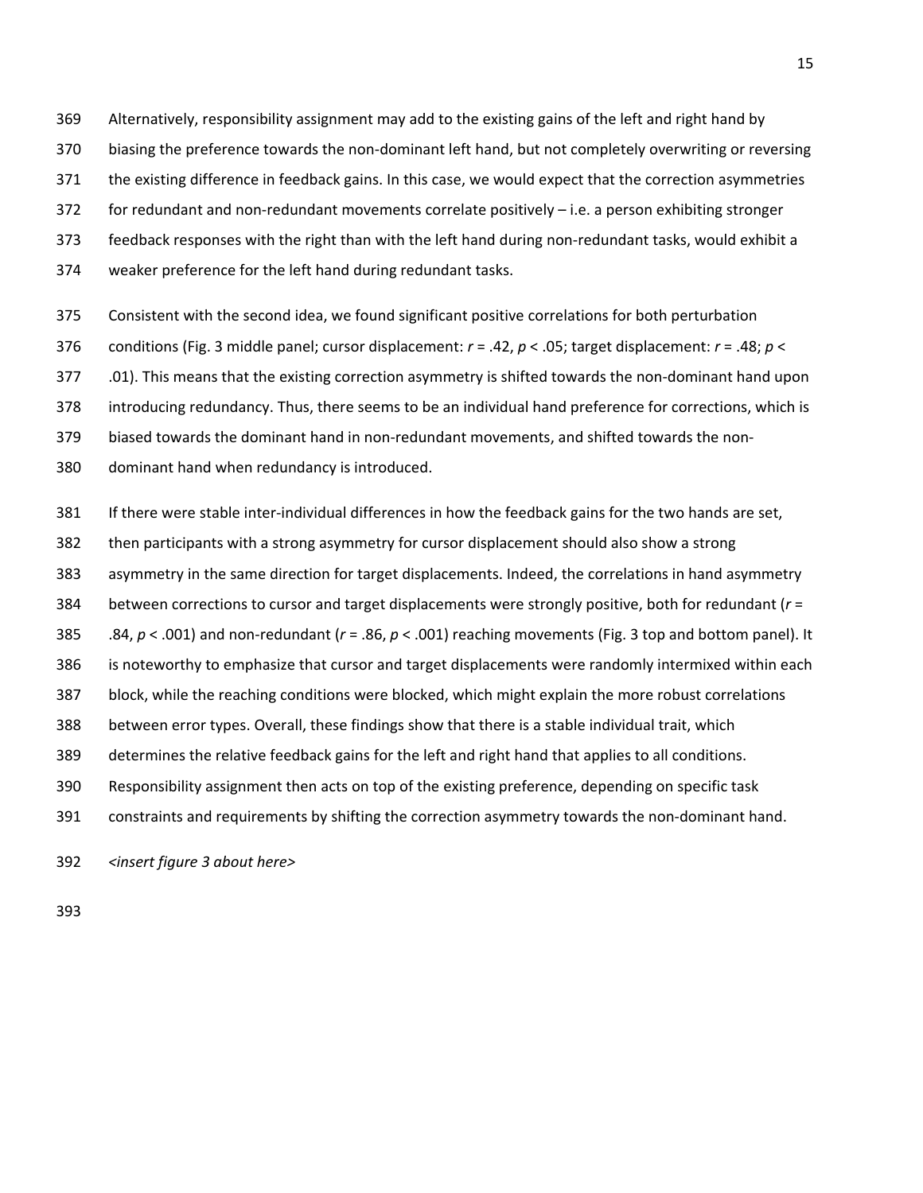Alternatively, responsibility assignment may add to the existing gains of the left and right hand by biasing the preference towards the non-dominant left hand, but not completely overwriting or reversing the existing difference in feedback gains. In this case, we would expect that the correction asymmetries for redundant and non-redundant movements correlate positively – i.e. a person exhibiting stronger feedback responses with the right than with the left hand during non-redundant tasks, would exhibit a weaker preference for the left hand during redundant tasks.

Consistent with the second idea, we found significant positive correlations for both perturbation conditions (Fig. 3 middle panel; cursor displacement: $r = .42$, $p < .05$; target displacement: $r = .48$; $p < .01$). This means that the existing correction asymmetry is shifted towards the non-dominant hand upon introducing redundancy. Thus, there seems to be an individual hand preference for corrections, which is biased towards the dominant hand in non-redundant movements, and shifted towards the non-dominant hand when redundancy is introduced.

If there were stable inter-individual differences in how the feedback gains for the two hands are set, then participants with a strong asymmetry for cursor displacement should also show a strong asymmetry in the same direction for target displacements. Indeed, the correlations in hand asymmetry between corrections to cursor and target displacements were strongly positive, both for redundant ($r = .84$, $p < .001$) and non-redundant ($r = .86$, $p < .001$) reaching movements (Fig. 3 top and bottom panel). It is noteworthy to emphasize that cursor and target displacements were randomly intermixed within each block, while the reaching conditions were blocked, which might explain the more robust correlations between error types. Overall, these findings show that there is a stable individual trait, which determines the relative feedback gains for the left and right hand that applies to all conditions. Responsibility assignment then acts on top of the existing preference, depending on specific task constraints and requirements by shifting the correction asymmetry towards the non-dominant hand.

*<insert figure 3 about here>*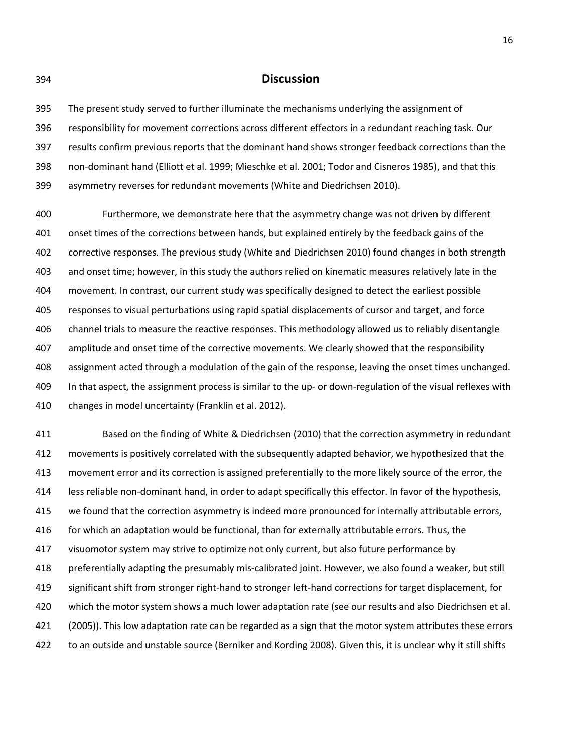# Discussion

The present study served to further illuminate the mechanisms underlying the assignment of responsibility for movement corrections across different effectors in a redundant reaching task. Our results confirm previous reports that the dominant hand shows stronger feedback corrections than the non-dominant hand (Elliott et al. 1999; Mieschke et al. 2001; Todor and Cisneros 1985), and that this asymmetry reverses for redundant movements (White and Diedrichsen 2010).

Furthermore, we demonstrate here that the asymmetry change was not driven by different onset times of the corrections between hands, but explained entirely by the feedback gains of the corrective responses. The previous study (White and Diedrichsen 2010) found changes in both strength and onset time; however, in this study the authors relied on kinematic measures relatively late in the movement. In contrast, our current study was specifically designed to detect the earliest possible responses to visual perturbations using rapid spatial displacements of cursor and target, and force channel trials to measure the reactive responses. This methodology allowed us to reliably disentangle amplitude and onset time of the corrective movements. We clearly showed that the responsibility assignment acted through a modulation of the gain of the response, leaving the onset times unchanged. In that aspect, the assignment process is similar to the up- or down-regulation of the visual reflexes with changes in model uncertainty (Franklin et al. 2012).

Based on the finding of White & Diedrichsen (2010) that the correction asymmetry in redundant movements is positively correlated with the subsequently adapted behavior, we hypothesized that the movement error and its correction is assigned preferentially to the more likely source of the error, the less reliable non-dominant hand, in order to adapt specifically this effector. In favor of the hypothesis, we found that the correction asymmetry is indeed more pronounced for internally attributable errors, for which an adaptation would be functional, than for externally attributable errors. Thus, the visuomotor system may strive to optimize not only current, but also future performance by preferentially adapting the presumably mis-calibrated joint. However, we also found a weaker, but still significant shift from stronger right-hand to stronger left-hand corrections for target displacement, for which the motor system shows a much lower adaptation rate (see our results and also Diedrichsen et al. (2005)). This low adaptation rate can be regarded as a sign that the motor system attributes these errors to an outside and unstable source (Berniker and Kording 2008). Given this, it is unclear why it still shifts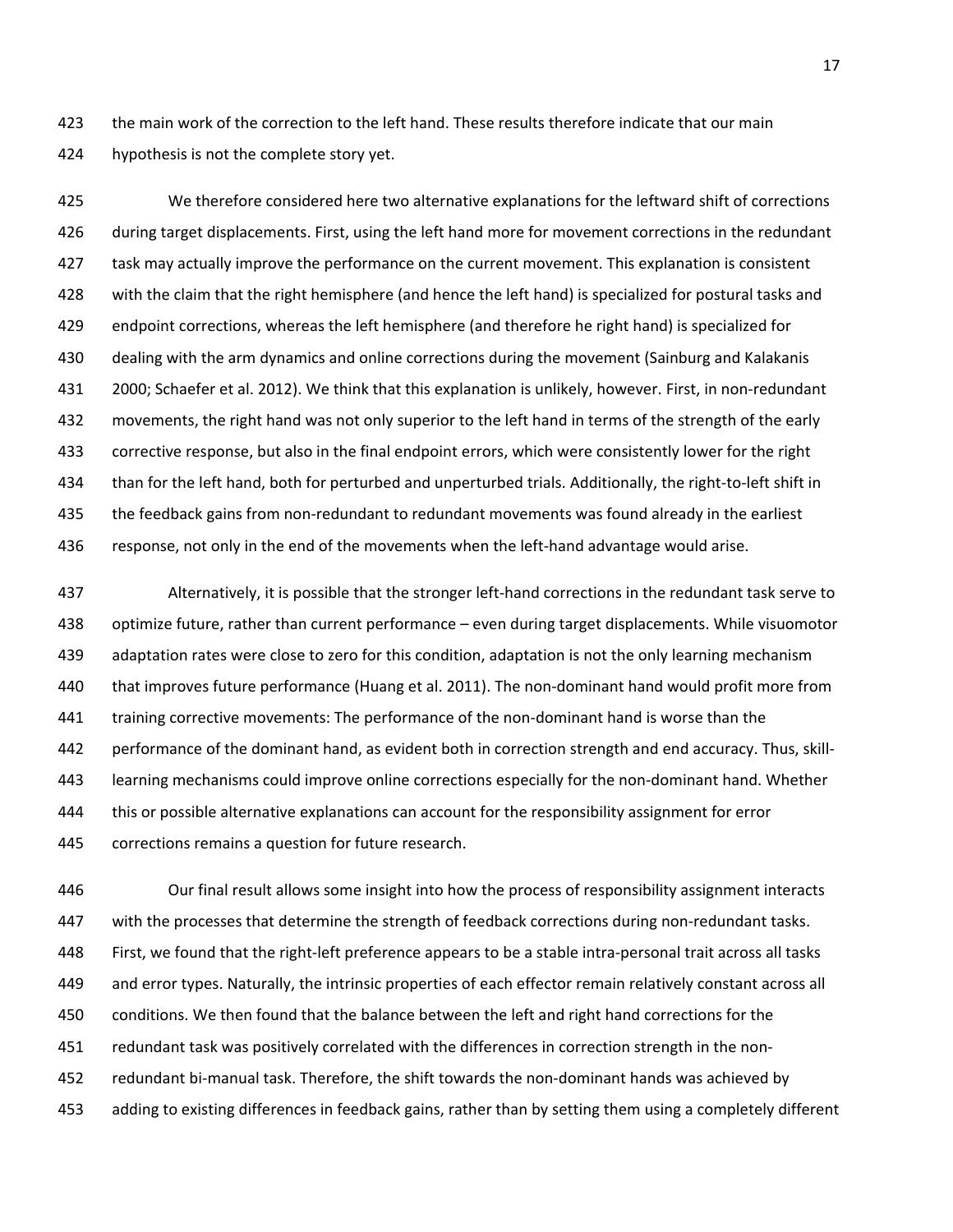the main work of the correction to the left hand. These results therefore indicate that our main hypothesis is not the complete story yet.

We therefore considered here two alternative explanations for the leftward shift of corrections during target displacements. First, using the left hand more for movement corrections in the redundant task may actually improve the performance on the current movement. This explanation is consistent with the claim that the right hemisphere (and hence the left hand) is specialized for postural tasks and endpoint corrections, whereas the left hemisphere (and therefore he right hand) is specialized for dealing with the arm dynamics and online corrections during the movement (Sainburg and Kalakanis 2000; Schaefer et al. 2012). We think that this explanation is unlikely, however. First, in non-redundant movements, the right hand was not only superior to the left hand in terms of the strength of the early corrective response, but also in the final endpoint errors, which were consistently lower for the right than for the left hand, both for perturbed and unperturbed trials. Additionally, the right-to-left shift in the feedback gains from non-redundant to redundant movements was found already in the earliest response, not only in the end of the movements when the left-hand advantage would arise.

Alternatively, it is possible that the stronger left-hand corrections in the redundant task serve to optimize future, rather than current performance – even during target displacements. While visuomotor adaptation rates were close to zero for this condition, adaptation is not the only learning mechanism that improves future performance (Huang et al. 2011). The non-dominant hand would profit more from training corrective movements: The performance of the non-dominant hand is worse than the performance of the dominant hand, as evident both in correction strength and end accuracy. Thus, skill-learning mechanisms could improve online corrections especially for the non-dominant hand. Whether this or possible alternative explanations can account for the responsibility assignment for error corrections remains a question for future research.

Our final result allows some insight into how the process of responsibility assignment interacts with the processes that determine the strength of feedback corrections during non-redundant tasks. First, we found that the right-left preference appears to be a stable intra-personal trait across all tasks and error types. Naturally, the intrinsic properties of each effector remain relatively constant across all conditions. We then found that the balance between the left and right hand corrections for the redundant task was positively correlated with the differences in correction strength in the non-redundant bi-manual task. Therefore, the shift towards the non-dominant hands was achieved by adding to existing differences in feedback gains, rather than by setting them using a completely different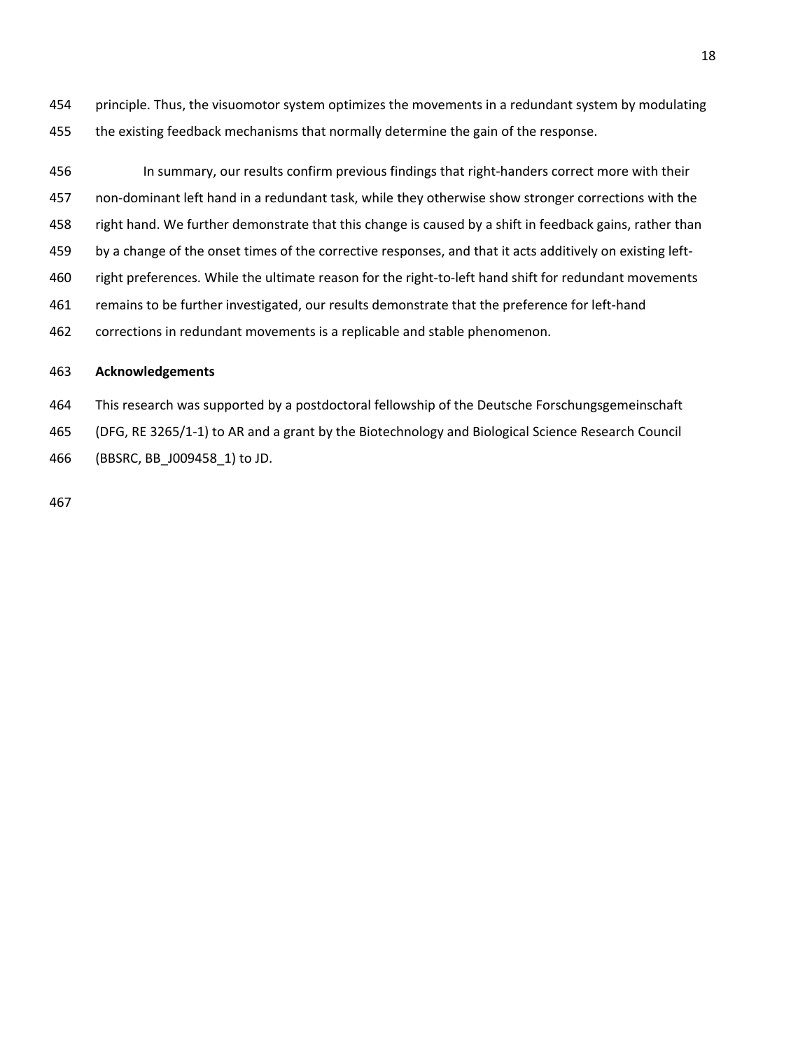principle. Thus, the visuomotor system optimizes the movements in a redundant system by modulating the existing feedback mechanisms that normally determine the gain of the response.

In summary, our results confirm previous findings that right-handers correct more with their non-dominant left hand in a redundant task, while they otherwise show stronger corrections with the right hand. We further demonstrate that this change is caused by a shift in feedback gains, rather than by a change of the onset times of the corrective responses, and that it acts additively on existing left-right preferences. While the ultimate reason for the right-to-left hand shift for redundant movements remains to be further investigated, our results demonstrate that the preference for left-hand corrections in redundant movements is a replicable and stable phenomenon.

**Acknowledgements**

This research was supported by a postdoctoral fellowship of the Deutsche Forschungsgemeinschaft (DFG, RE 3265/1-1) to AR and a grant by the Biotechnology and Biological Science Research Council (BBSRC, BB_J009458_1) to JD.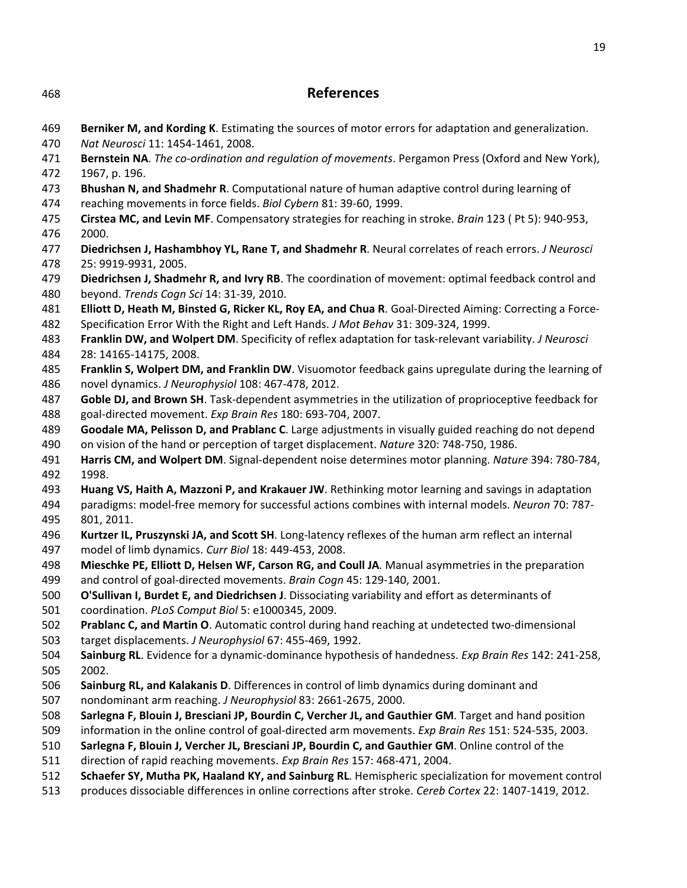# References

**Berniker M, and Kording K**. Estimating the sources of motor errors for adaptation and generalization. *Nat Neurosci* 11: 1454-1461, 2008.

**Bernstein NA**. *The co-ordination and regulation of movements*. Pergamon Press (Oxford and New York), 1967, p. 196.

**Bhushan N, and Shadmehr R**. Computational nature of human adaptive control during learning of reaching movements in force fields. *Biol Cybern* 81: 39-60, 1999.

**Cirstea MC, and Levin MF**. Compensatory strategies for reaching in stroke. *Brain* 123 ( Pt 5): 940-953, 2000.

**Diedrichsen J, Hashambhoy YL, Rane T, and Shadmehr R**. Neural correlates of reach errors. *J Neurosci* 25: 9919-9931, 2005.

**Diedrichsen J, Shadmehr R, and Ivry RB**. The coordination of movement: optimal feedback control and beyond. *Trends Cogn Sci* 14: 31-39, 2010.

**Elliott D, Heath M, Binsted G, Ricker KL, Roy EA, and Chua R**. Goal-Directed Aiming: Correcting a Force-Specification Error With the Right and Left Hands. *J Mot Behav* 31: 309-324, 1999.

**Franklin DW, and Wolpert DM**. Specificity of reflex adaptation for task-relevant variability. *J Neurosci* 28: 14165-14175, 2008.

**Franklin S, Wolpert DM, and Franklin DW**. Visuomotor feedback gains upregulate during the learning of novel dynamics. *J Neurophysiol* 108: 467-478, 2012.

**Goble DJ, and Brown SH**. Task-dependent asymmetries in the utilization of proprioceptive feedback for goal-directed movement. *Exp Brain Res* 180: 693-704, 2007.

**Goodale MA, Pelisson D, and Prablanc C**. Large adjustments in visually guided reaching do not depend on vision of the hand or perception of target displacement. *Nature* 320: 748-750, 1986.

**Harris CM, and Wolpert DM**. Signal-dependent noise determines motor planning. *Nature* 394: 780-784, 1998.

**Huang VS, Haith A, Mazzoni P, and Krakauer JW**. Rethinking motor learning and savings in adaptation paradigms: model-free memory for successful actions combines with internal models. *Neuron* 70: 787-801, 2011.

**Kurtzer IL, Pruszynski JA, and Scott SH**. Long-latency reflexes of the human arm reflect an internal model of limb dynamics. *Curr Biol* 18: 449-453, 2008.

**Mieschke PE, Elliott D, Helsen WF, Carson RG, and Coull JA**. Manual asymmetries in the preparation and control of goal-directed movements. *Brain Cogn* 45: 129-140, 2001.

**O'Sullivan I, Burdet E, and Diedrichsen J**. Dissociating variability and effort as determinants of coordination. *PLoS Comput Biol* 5: e1000345, 2009.

**Prablanc C, and Martin O**. Automatic control during hand reaching at undetected two-dimensional target displacements. *J Neurophysiol* 67: 455-469, 1992.

**Sainburg RL**. Evidence for a dynamic-dominance hypothesis of handedness. *Exp Brain Res* 142: 241-258, 2002.

**Sainburg RL, and Kalakanis D**. Differences in control of limb dynamics during dominant and nondominant arm reaching. *J Neurophysiol* 83: 2661-2675, 2000.

**Sarlegna F, Blouin J, Bresciani JP, Bourdin C, Vercher JL, and Gauthier GM**. Target and hand position information in the online control of goal-directed arm movements. *Exp Brain Res* 151: 524-535, 2003.

**Sarlegna F, Blouin J, Vercher JL, Bresciani JP, Bourdin C, and Gauthier GM**. Online control of the direction of rapid reaching movements. *Exp Brain Res* 157: 468-471, 2004.

**Schaefer SY, Mutha PK, Haaland KY, and Sainburg RL**. Hemispheric specialization for movement control produces dissociable differences in online corrections after stroke. *Cereb Cortex* 22: 1407-1419, 2012.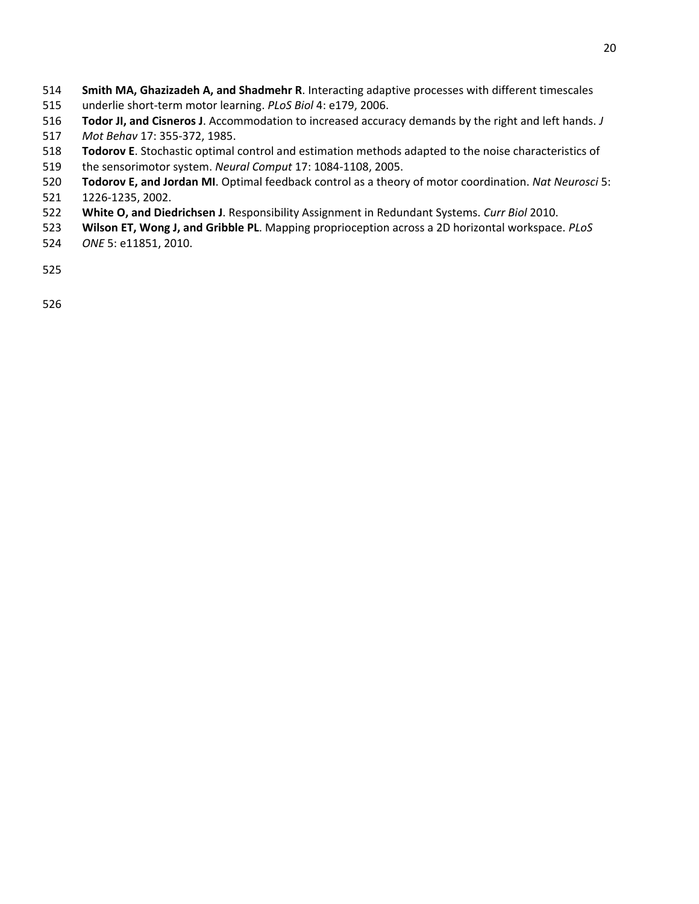**Smith MA, Ghazizadeh A, and Shadmehr R**. Interacting adaptive processes with different timescales underlie short-term motor learning. *PLoS Biol* 4: e179, 2006.

**Todor JI, and Cisneros J**. Accommodation to increased accuracy demands by the right and left hands. *J Mot Behav* 17: 355-372, 1985.

**Todorov E**. Stochastic optimal control and estimation methods adapted to the noise characteristics of the sensorimotor system. *Neural Comput* 17: 1084-1108, 2005.

**Todorov E, and Jordan MI**. Optimal feedback control as a theory of motor coordination. *Nat Neurosci* 5: 1226-1235, 2002.

**White O, and Diedrichsen J**. Responsibility Assignment in Redundant Systems. *Curr Biol* 2010.

**Wilson ET, Wong J, and Gribble PL**. Mapping proprioception across a 2D horizontal workspace. *PLoS ONE* 5: e11851, 2010.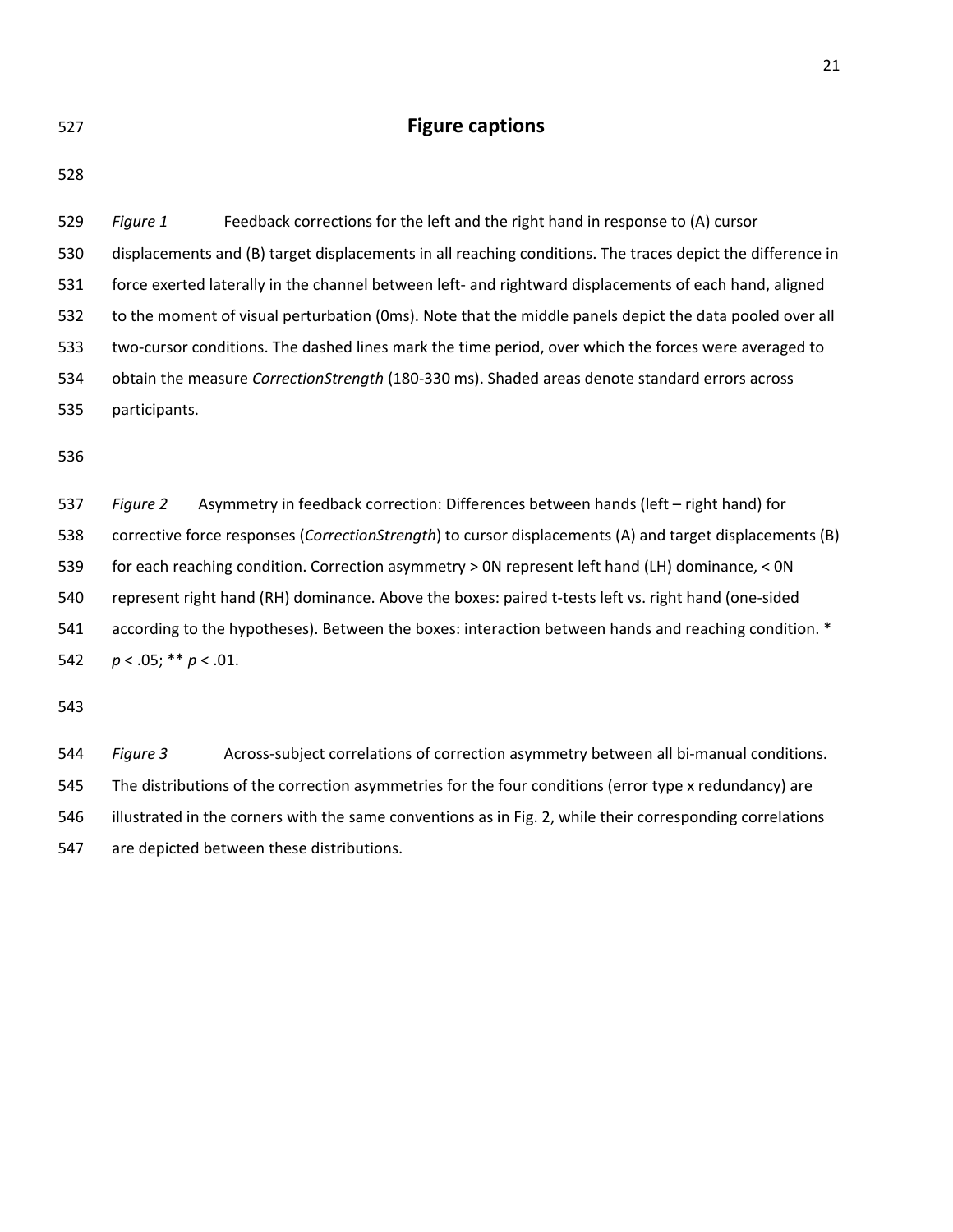# Figure captions

*Figure 1* Feedback corrections for the left and the right hand in response to (A) cursor displacements and (B) target displacements in all reaching conditions. The traces depict the difference in force exerted laterally in the channel between left- and rightward displacements of each hand, aligned to the moment of visual perturbation (0ms). Note that the middle panels depict the data pooled over all two-cursor conditions. The dashed lines mark the time period, over which the forces were averaged to obtain the measure *CorrectionStrength* (180-330 ms). Shaded areas denote standard errors across participants.

*Figure 2* Asymmetry in feedback correction: Differences between hands (left – right hand) for corrective force responses (*CorrectionStrength*) to cursor displacements (A) and target displacements (B) for each reaching condition. Correction asymmetry > 0N represent left hand (LH) dominance, < 0N represent right hand (RH) dominance. Above the boxes: paired t-tests left vs. right hand (one-sided according to the hypotheses). Between the boxes: interaction between hands and reaching condition. * $p < .05$; ** $p < .01$.

*Figure 3* Across-subject correlations of correction asymmetry between all bi-manual conditions. The distributions of the correction asymmetries for the four conditions (error type x redundancy) are illustrated in the corners with the same conventions as in Fig. 2, while their corresponding correlations are depicted between these distributions.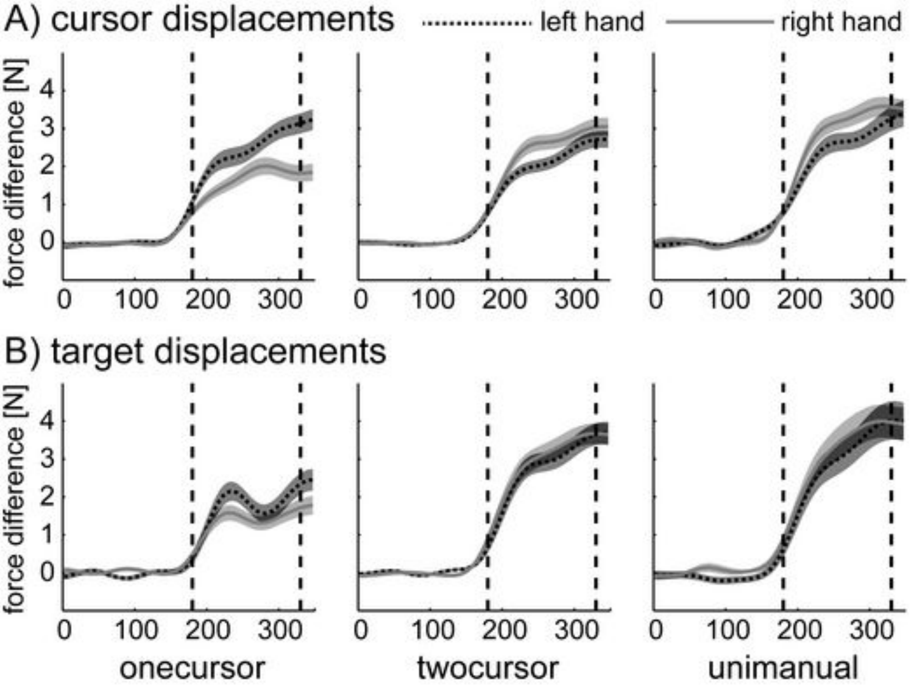A) cursor displacements

left hand · right hand

force difference [N]

B) target displacements

force difference [N]

onecursor · twocursor · unimanual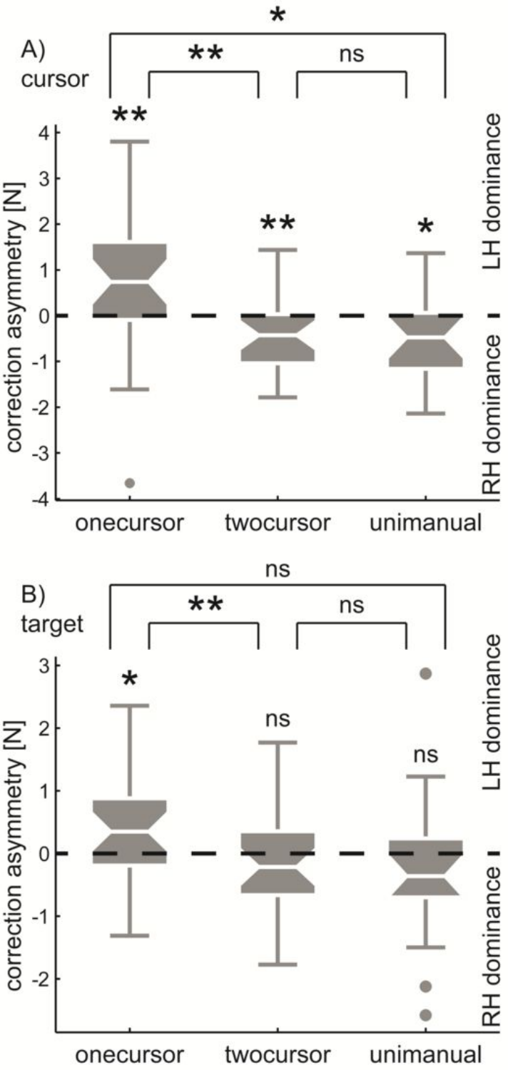A) cursor

correction asymmetry [N]

LH dominance

RH dominance

onecursor twocursor unimanual

B) target

correction asymmetry [N]

LH dominance

RH dominance

onecursor twocursor unimanual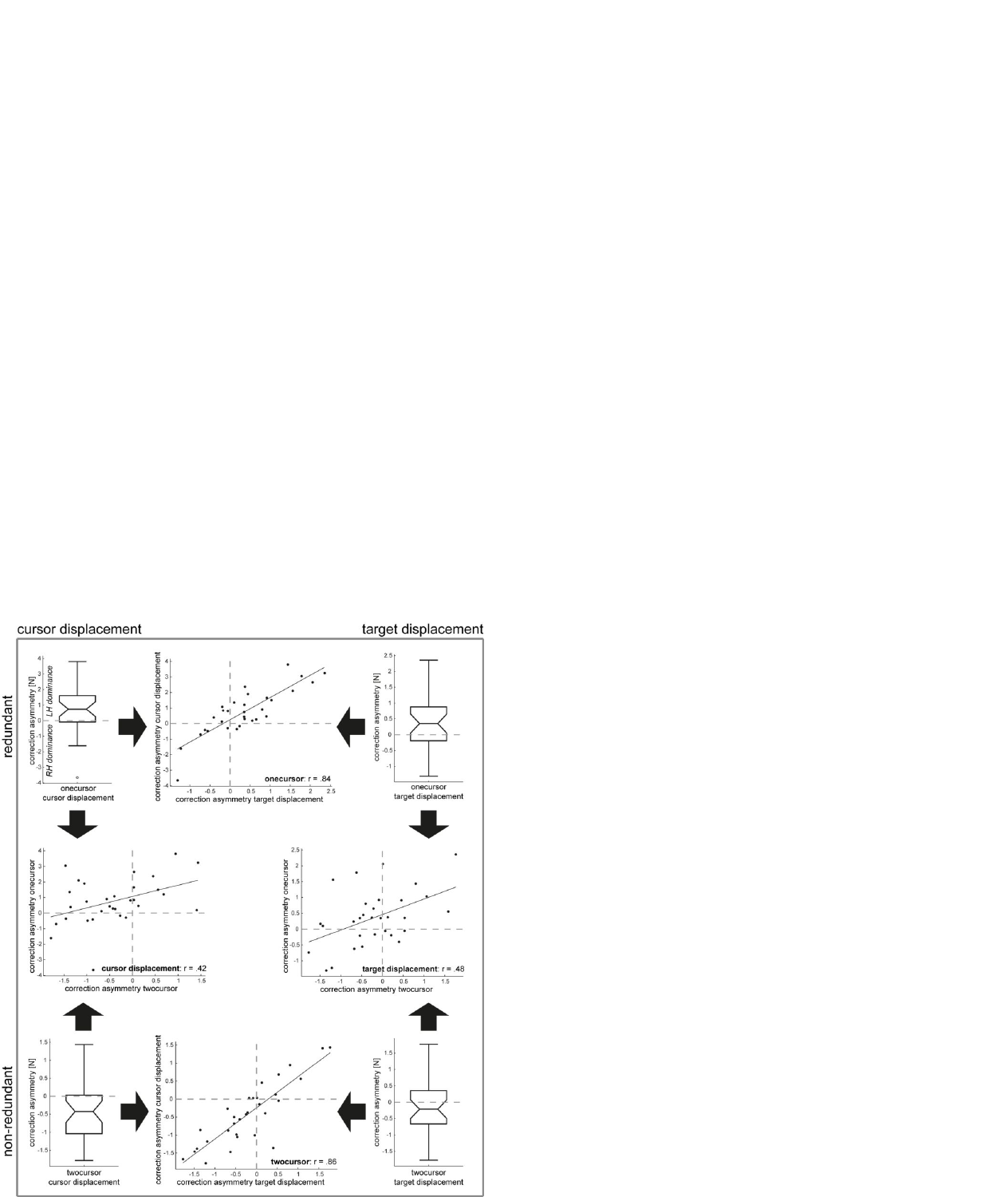cursor displacement

target displacement

redundant

non-redundant

onecursor: r = .84

cursor displacement: r = .42

target displacement: r = .48

twocursor: r = .86

correction asymmetry [N]

LH dominance

RH dominance

onecursor cursor displacement

onecursor target displacement

twocursor cursor displacement

twocursor target displacement

correction asymmetry cursor displacement

correction asymmetry target displacement

correction asymmetry onecursor

correction asymmetry twocursor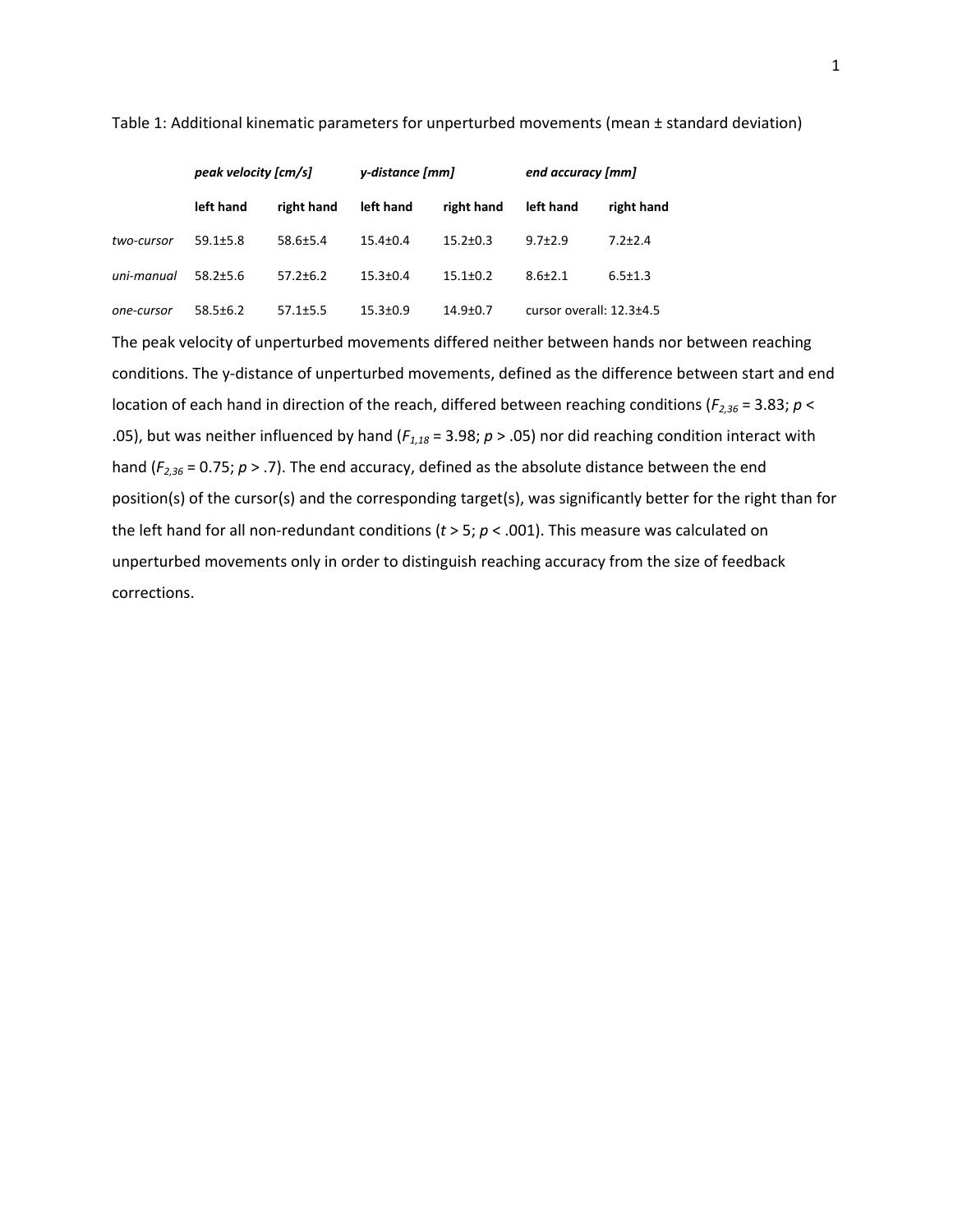Table 1: Additional kinematic parameters for unperturbed movements (mean ± standard deviation)

| | ***peak velocity [cm/s]*** | | ***y-distance [mm]*** | | ***end accuracy [mm]*** | |
|---|---|---|---|---|---|---|
| | **left hand** | **right hand** | **left hand** | **right hand** | **left hand** | **right hand** |
| *two-cursor* | 59.1±5.8 | 58.6±5.4 | 15.4±0.4 | 15.2±0.3 | 9.7±2.9 | 7.2±2.4 |
| *uni-manual* | 58.2±5.6 | 57.2±6.2 | 15.3±0.4 | 15.1±0.2 | 8.6±2.1 | 6.5±1.3 |
| *one-cursor* | 58.5±6.2 | 57.1±5.5 | 15.3±0.9 | 14.9±0.7 | cursor overall: 12.3±4.5 | |

The peak velocity of unperturbed movements differed neither between hands nor between reaching conditions. The y-distance of unperturbed movements, defined as the difference between start and end location of each hand in direction of the reach, differed between reaching conditions ($F_{2,36}$ = 3.83; $p$ < .05), but was neither influenced by hand ($F_{1,18}$ = 3.98; $p$ > .05) nor did reaching condition interact with hand ($F_{2,36}$ = 0.75; $p$ > .7). The end accuracy, defined as the absolute distance between the end position(s) of the cursor(s) and the corresponding target(s), was significantly better for the right than for the left hand for all non-redundant conditions ($t$ > 5; $p$ < .001). This measure was calculated on unperturbed movements only in order to distinguish reaching accuracy from the size of feedback corrections.